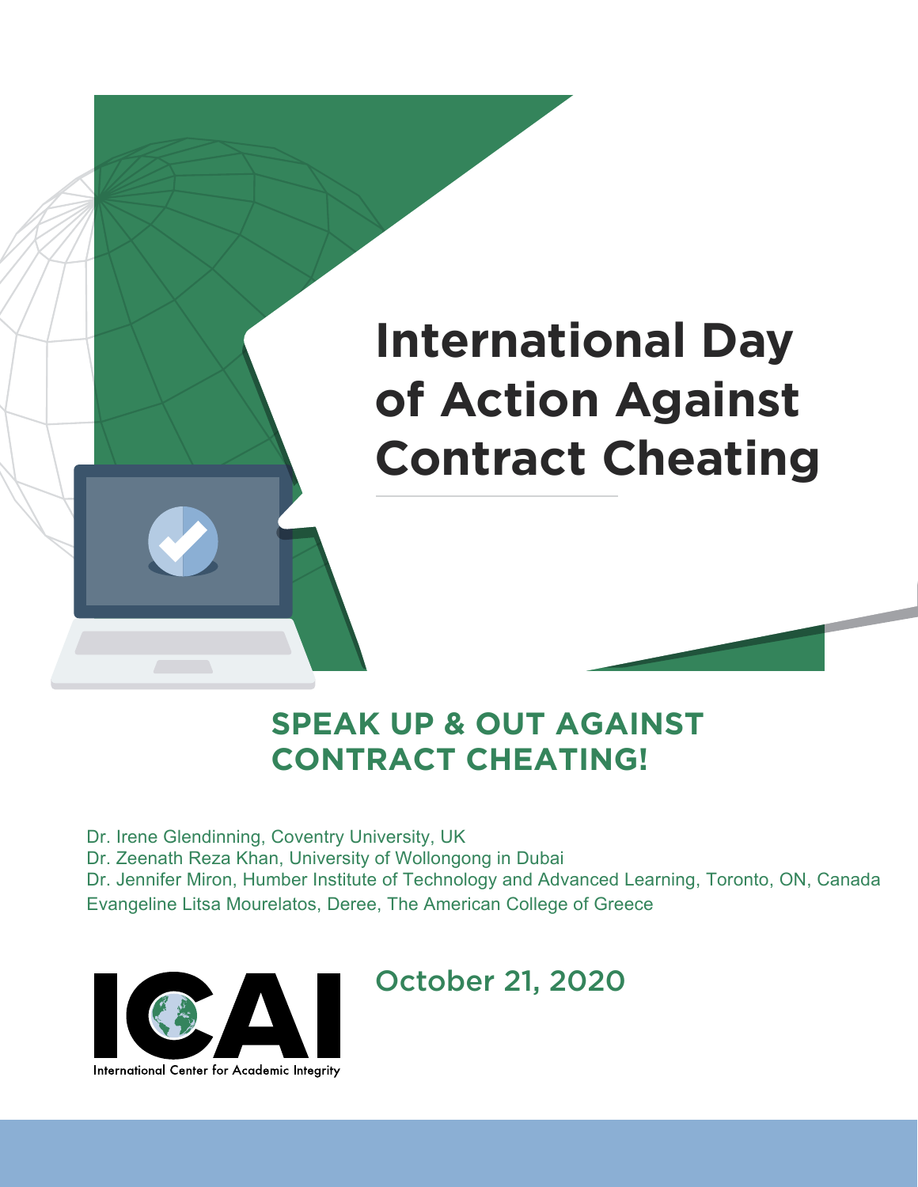# International Day of Action Against Contract Cheating

## SPEAK UP & OUT AGAINST CONTRACT CHEATING!

Dr. Irene Glendinning, Coventry University, UK
Dr. Zeenath Reza Khan, University of Wollongong in Dubai
Dr. Jennifer Miron, Humber Institute of Technology and Advanced Learning, Toronto, ON, Canada
Evangeline Litsa Mourelatos, Deree, The American College of Greece

ICAI
International Center for Academic Integrity

October 21, 2020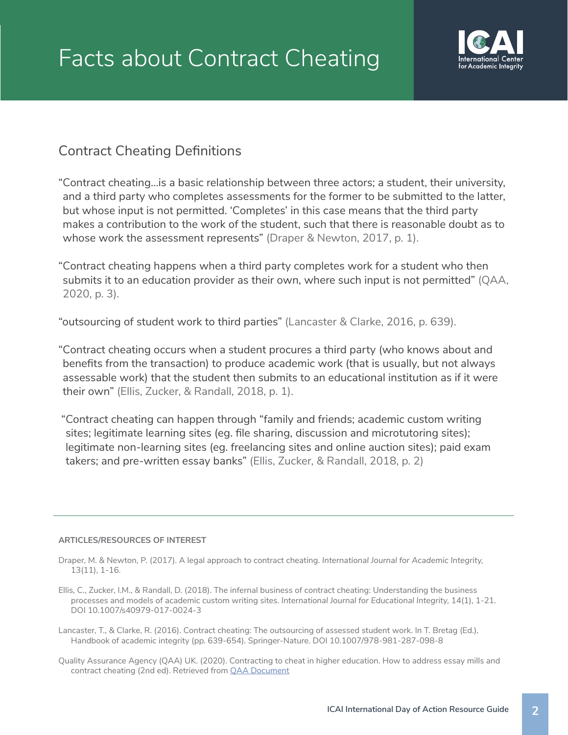# Facts about Contract Cheating

## Contract Cheating Definitions

"Contract cheating…is a basic relationship between three actors; a student, their university, and a third party who completes assessments for the former to be submitted to the latter, but whose input is not permitted. 'Completes' in this case means that the third party makes a contribution to the work of the student, such that there is reasonable doubt as to whose work the assessment represents" (Draper & Newton, 2017, p. 1).

"Contract cheating happens when a third party completes work for a student who then submits it to an education provider as their own, where such input is not permitted" (QAA, 2020, p. 3).

"outsourcing of student work to third parties" (Lancaster & Clarke, 2016, p. 639).

"Contract cheating occurs when a student procures a third party (who knows about and benefits from the transaction) to produce academic work (that is usually, but not always assessable work) that the student then submits to an educational institution as if it were their own" (Ellis, Zucker, & Randall, 2018, p. 1).

"Contract cheating can happen through "family and friends; academic custom writing sites; legitimate learning sites (eg. file sharing, discussion and microtutoring sites); legitimate non-learning sites (eg. freelancing sites and online auction sites); paid exam takers; and pre-written essay banks" (Ellis, Zucker, & Randall, 2018, p. 2)

---

**ARTICLES/RESOURCES OF INTEREST**

Draper, M. & Newton, P. (2017). A legal approach to contract cheating. *International Journal for Academic Integrity,* 13(11), 1-16.

Ellis, C., Zucker, I.M., & Randall, D. (2018). The infernal business of contract cheating: Understanding the business processes and models of academic custom writing sites. *International Journal for Educational Integrity,* 14(1), 1-21. DOI 10.1007/s40979-017-0024-3

Lancaster, T., & Clarke, R. (2016). Contract cheating: The outsourcing of assessed student work. In T. Bretag (Ed.), Handbook of academic integrity (pp. 639-654). Springer-Nature. DOI 10.1007/978-981-287-098-8

Quality Assurance Agency (QAA) UK. (2020). Contracting to cheat in higher education. How to address essay mills and contract cheating (2nd ed). Retrieved from QAA Document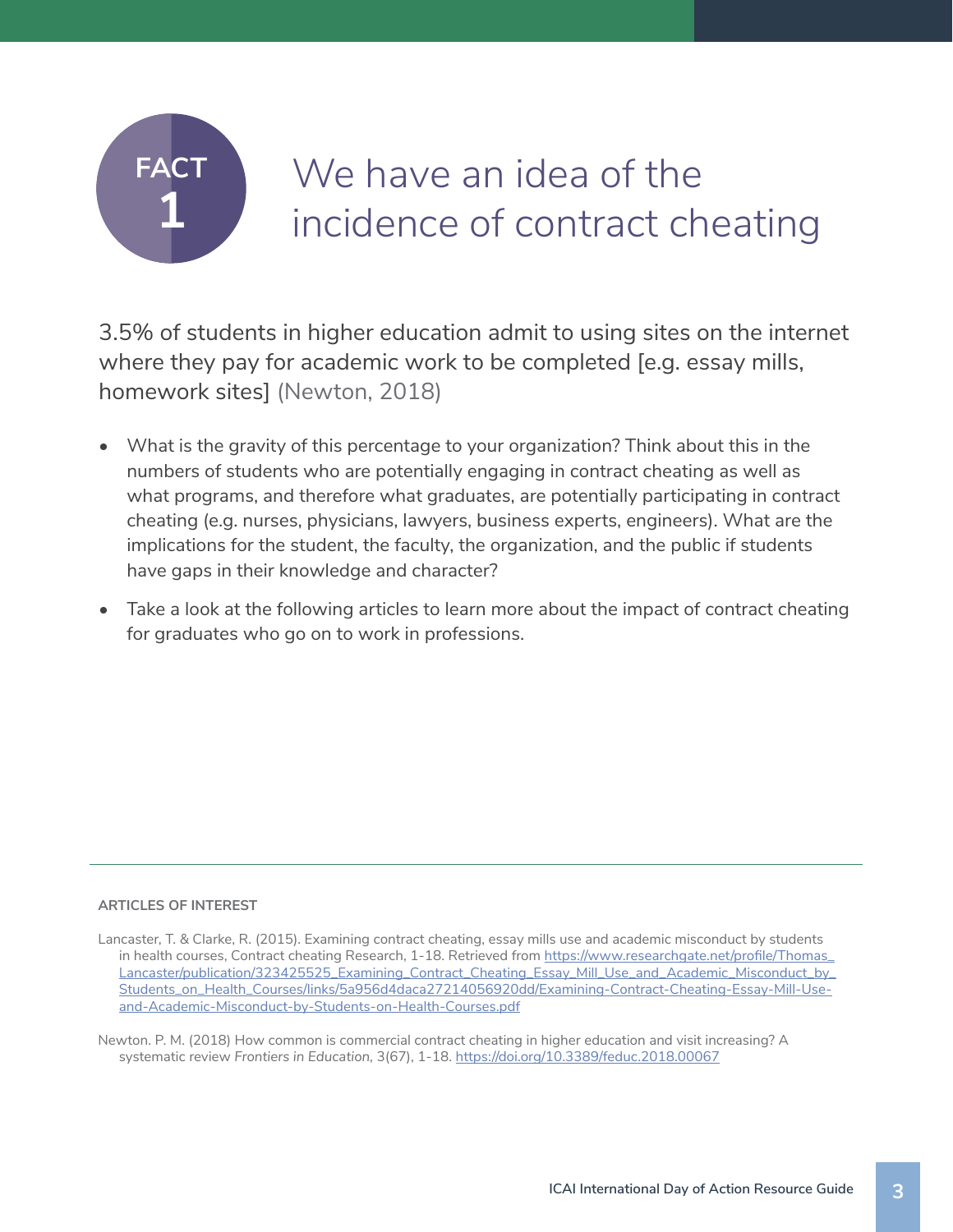# FACT 1

# We have an idea of the incidence of contract cheating

3.5% of students in higher education admit to using sites on the internet where they pay for academic work to be completed [e.g. essay mills, homework sites] (Newton, 2018)

- What is the gravity of this percentage to your organization? Think about this in the numbers of students who are potentially engaging in contract cheating as well as what programs, and therefore what graduates, are potentially participating in contract cheating (e.g. nurses, physicians, lawyers, business experts, engineers). What are the implications for the student, the faculty, the organization, and the public if students have gaps in their knowledge and character?
- Take a look at the following articles to learn more about the impact of contract cheating for graduates who go on to work in professions.

---

**ARTICLES OF INTEREST**

Lancaster, T. & Clarke, R. (2015). Examining contract cheating, essay mills use and academic misconduct by students in health courses, Contract cheating Research, 1-18. Retrieved from https://www.researchgate.net/profile/Thomas_Lancaster/publication/323425525_Examining_Contract_Cheating_Essay_Mill_Use_and_Academic_Misconduct_by_Students_on_Health_Courses/links/5a956d4daca27214056920dd/Examining-Contract-Cheating-Essay-Mill-Use-and-Academic-Misconduct-by-Students-on-Health-Courses.pdf

Newton. P. M. (2018) How common is commercial contract cheating in higher education and visit increasing? A systematic review *Frontiers in Education*, 3(67), 1-18. https://doi.org/10.3389/feduc.2018.00067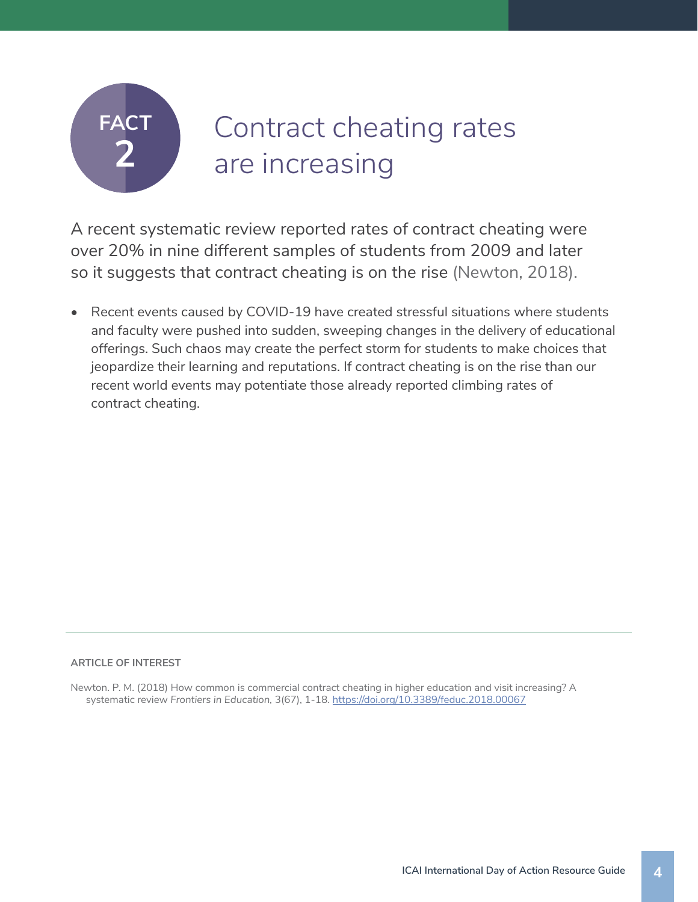**FACT 2**

# Contract cheating rates are increasing

A recent systematic review reported rates of contract cheating were over 20% in nine different samples of students from 2009 and later so it suggests that contract cheating is on the rise (Newton, 2018).

- Recent events caused by COVID-19 have created stressful situations where students and faculty were pushed into sudden, sweeping changes in the delivery of educational offerings. Such chaos may create the perfect storm for students to make choices that jeopardize their learning and reputations. If contract cheating is on the rise than our recent world events may potentiate those already reported climbing rates of contract cheating.

---

**ARTICLE OF INTEREST**

Newton. P. M. (2018) How common is commercial contract cheating in higher education and visit increasing? A systematic review *Frontiers in Education,* 3(67), 1-18. https://doi.org/10.3389/feduc.2018.00067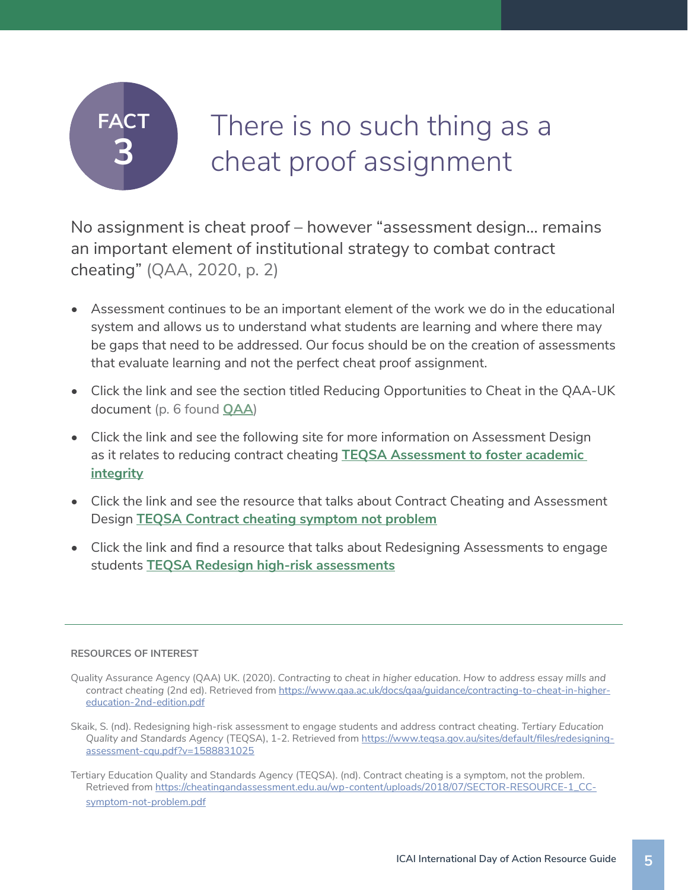# FACT 3 There is no such thing as a cheat proof assignment

No assignment is cheat proof – however "assessment design... remains an important element of institutional strategy to combat contract cheating" (QAA, 2020, p. 2)

- Assessment continues to be an important element of the work we do in the educational system and allows us to understand what students are learning and where there may be gaps that need to be addressed. Our focus should be on the creation of assessments that evaluate learning and not the perfect cheat proof assignment.
- Click the link and see the section titled Reducing Opportunities to Cheat in the QAA-UK document (p. 6 found **QAA**)
- Click the link and see the following site for more information on Assessment Design as it relates to reducing contract cheating **TEQSA Assessment to foster academic integrity**
- Click the link and see the resource that talks about Contract Cheating and Assessment Design **TEQSA Contract cheating symptom not problem**
- Click the link and find a resource that talks about Redesigning Assessments to engage students **TEQSA Redesign high-risk assessments**

---

**RESOURCES OF INTEREST**

Quality Assurance Agency (QAA) UK. (2020). *Contracting to cheat in higher education. How to address essay mills and contract cheating* (2nd ed). Retrieved from https://www.qaa.ac.uk/docs/qaa/guidance/contracting-to-cheat-in-higher-education-2nd-edition.pdf

Skaik, S. (nd). Redesigning high-risk assessment to engage students and address contract cheating. *Tertiary Education Quality and Standards Agency* (TEQSA), 1-2. Retrieved from https://www.teqsa.gov.au/sites/default/files/redesigning-assessment-cqu.pdf?v=1588831025

Tertiary Education Quality and Standards Agency (TEQSA). (nd). Contract cheating is a symptom, not the problem. Retrieved from https://cheatingandassessment.edu.au/wp-content/uploads/2018/07/SECTOR-RESOURCE-1_CC-symptom-not-problem.pdf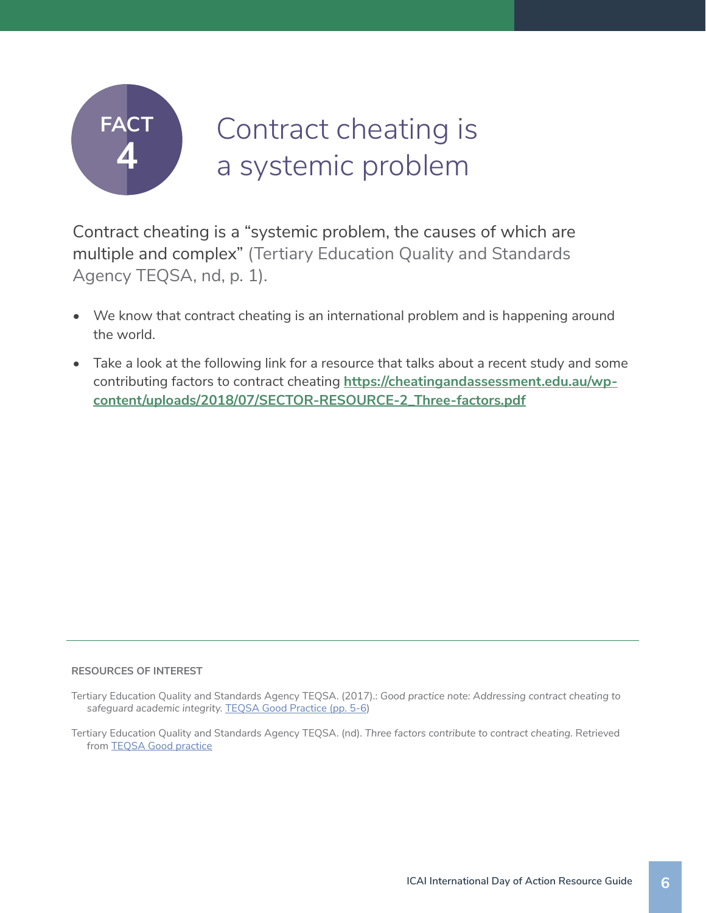# FACT 4 Contract cheating is a systemic problem

Contract cheating is a "systemic problem, the causes of which are multiple and complex" (Tertiary Education Quality and Standards Agency TEQSA, nd, p. 1).

- We know that contract cheating is an international problem and is happening around the world.
- Take a look at the following link for a resource that talks about a recent study and some contributing factors to contract cheating **https://cheatingandassessment.edu.au/wp-content/uploads/2018/07/SECTOR-RESOURCE-2_Three-factors.pdf**

---

**RESOURCES OF INTEREST**

Tertiary Education Quality and Standards Agency TEQSA. (2017).: *Good practice note: Addressing contract cheating to safeguard academic integrity.* TEQSA Good Practice (pp. 5-6)

Tertiary Education Quality and Standards Agency TEQSA. (nd). *Three factors contribute to contract cheating.* Retrieved from TEQSA Good practice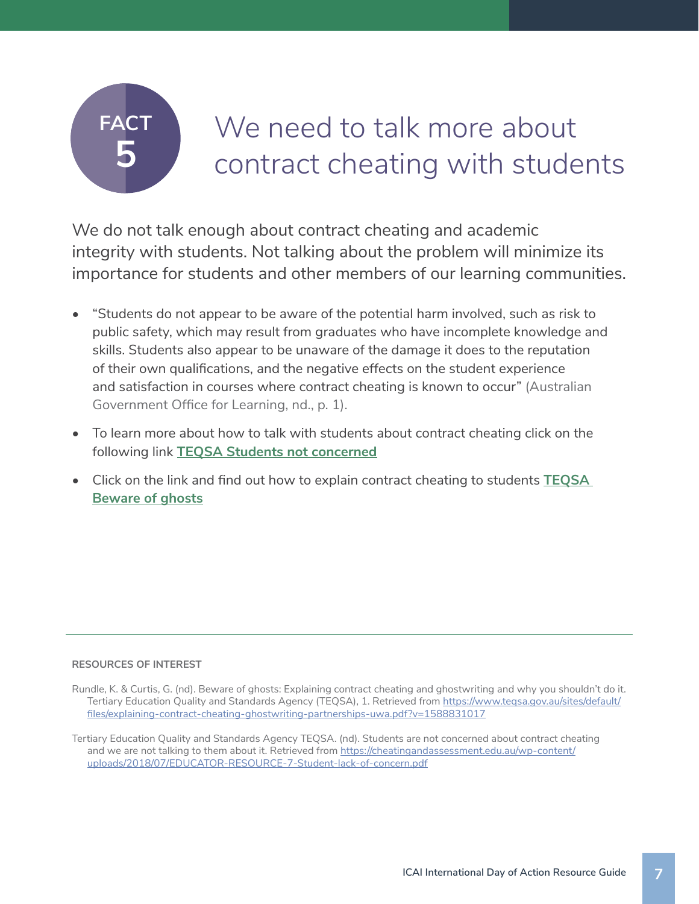# FACT 5 We need to talk more about contract cheating with students

We do not talk enough about contract cheating and academic integrity with students. Not talking about the problem will minimize its importance for students and other members of our learning communities.

- "Students do not appear to be aware of the potential harm involved, such as risk to public safety, which may result from graduates who have incomplete knowledge and skills. Students also appear to be unaware of the damage it does to the reputation of their own qualifications, and the negative effects on the student experience and satisfaction in courses where contract cheating is known to occur" (Australian Government Office for Learning, nd., p. 1).
- To learn more about how to talk with students about contract cheating click on the following link **TEQSA Students not concerned**
- Click on the link and find out how to explain contract cheating to students **TEQSA Beware of ghosts**

---

**RESOURCES OF INTEREST**

Rundle, K. & Curtis, G. (nd). Beware of ghosts: Explaining contract cheating and ghostwriting and why you shouldn't do it. Tertiary Education Quality and Standards Agency (TEQSA), 1. Retrieved from https://www.teqsa.gov.au/sites/default/files/explaining-contract-cheating-ghostwriting-partnerships-uwa.pdf?v=1588831017

Tertiary Education Quality and Standards Agency TEQSA. (nd). Students are not concerned about contract cheating and we are not talking to them about it. Retrieved from https://cheatingandassessment.edu.au/wp-content/uploads/2018/07/EDUCATOR-RESOURCE-7-Student-lack-of-concern.pdf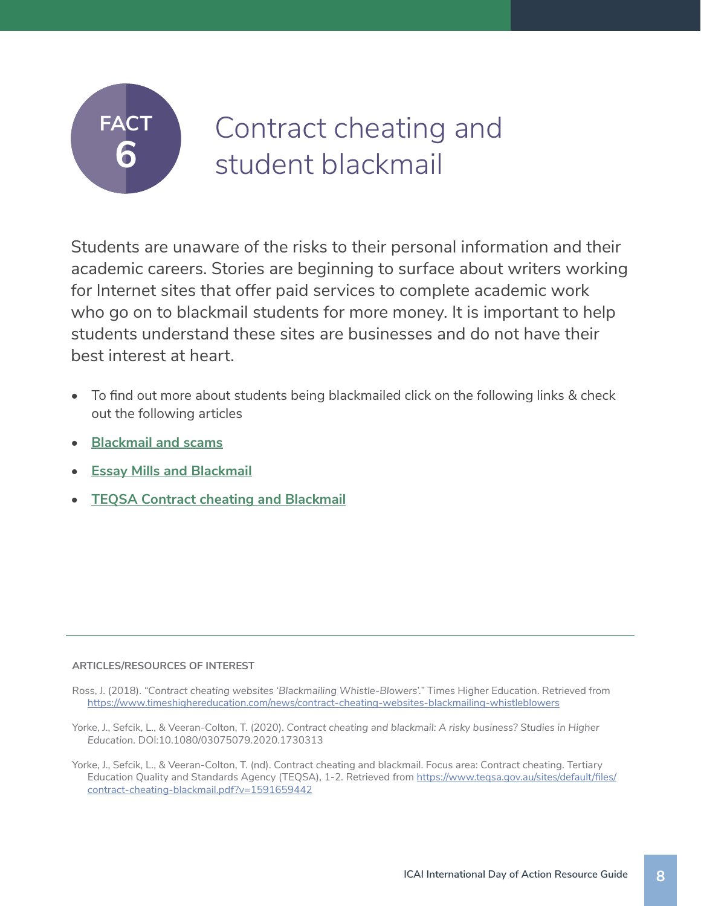# FACT 6 Contract cheating and student blackmail

Students are unaware of the risks to their personal information and their academic careers. Stories are beginning to surface about writers working for Internet sites that offer paid services to complete academic work who go on to blackmail students for more money. It is important to help students understand these sites are businesses and do not have their best interest at heart.

- To find out more about students being blackmailed click on the following links & check out the following articles
- **Blackmail and scams**
- **Essay Mills and Blackmail**
- **TEQSA Contract cheating and Blackmail**

---

**ARTICLES/RESOURCES OF INTEREST**

Ross, J. (2018). *"Contract cheating websites 'Blackmailing Whistle-Blowers'."* Times Higher Education. Retrieved from https://www.timeshighereducation.com/news/contract-cheating-websites-blackmailing-whistleblowers

Yorke, J., Sefcik, L., & Veeran-Colton, T. (2020). *Contract cheating and blackmail: A risky business? Studies in Higher Education.* DOI:10.1080/03075079.2020.1730313

Yorke, J., Sefcik, L., & Veeran-Colton, T. (nd). Contract cheating and blackmail. Focus area: Contract cheating. Tertiary Education Quality and Standards Agency (TEQSA), 1-2. Retrieved from https://www.teqsa.gov.au/sites/default/files/contract-cheating-blackmail.pdf?v=1591659442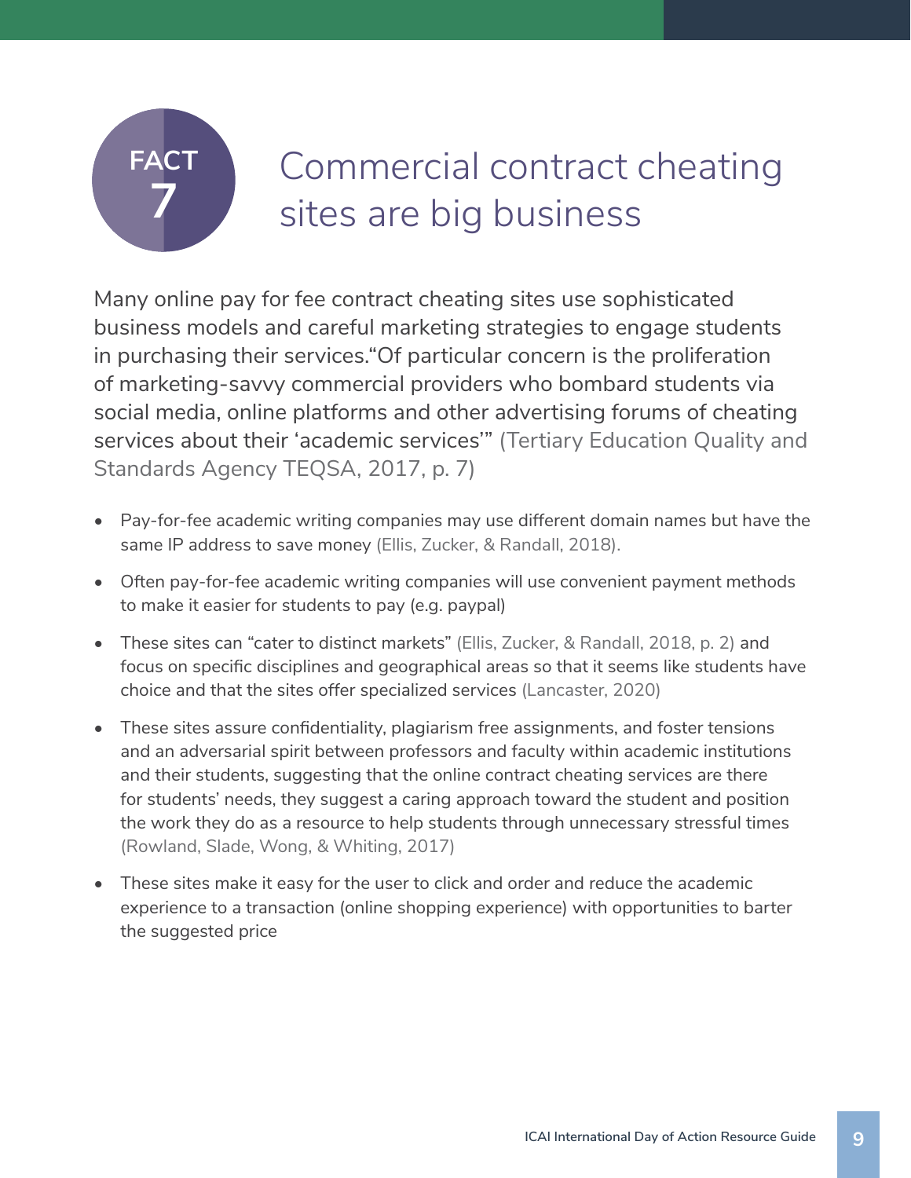# FACT 7

# Commercial contract cheating sites are big business

Many online pay for fee contract cheating sites use sophisticated business models and careful marketing strategies to engage students in purchasing their services."Of particular concern is the proliferation of marketing-savvy commercial providers who bombard students via social media, online platforms and other advertising forums of cheating services about their 'academic services'" (Tertiary Education Quality and Standards Agency TEQSA, 2017, p. 7)

- Pay-for-fee academic writing companies may use different domain names but have the same IP address to save money (Ellis, Zucker, & Randall, 2018).
- Often pay-for-fee academic writing companies will use convenient payment methods to make it easier for students to pay (e.g. paypal)
- These sites can "cater to distinct markets" (Ellis, Zucker, & Randall, 2018, p. 2) and focus on specific disciplines and geographical areas so that it seems like students have choice and that the sites offer specialized services (Lancaster, 2020)
- These sites assure confidentiality, plagiarism free assignments, and foster tensions and an adversarial spirit between professors and faculty within academic institutions and their students, suggesting that the online contract cheating services are there for students' needs, they suggest a caring approach toward the student and position the work they do as a resource to help students through unnecessary stressful times (Rowland, Slade, Wong, & Whiting, 2017)
- These sites make it easy for the user to click and order and reduce the academic experience to a transaction (online shopping experience) with opportunities to barter the suggested price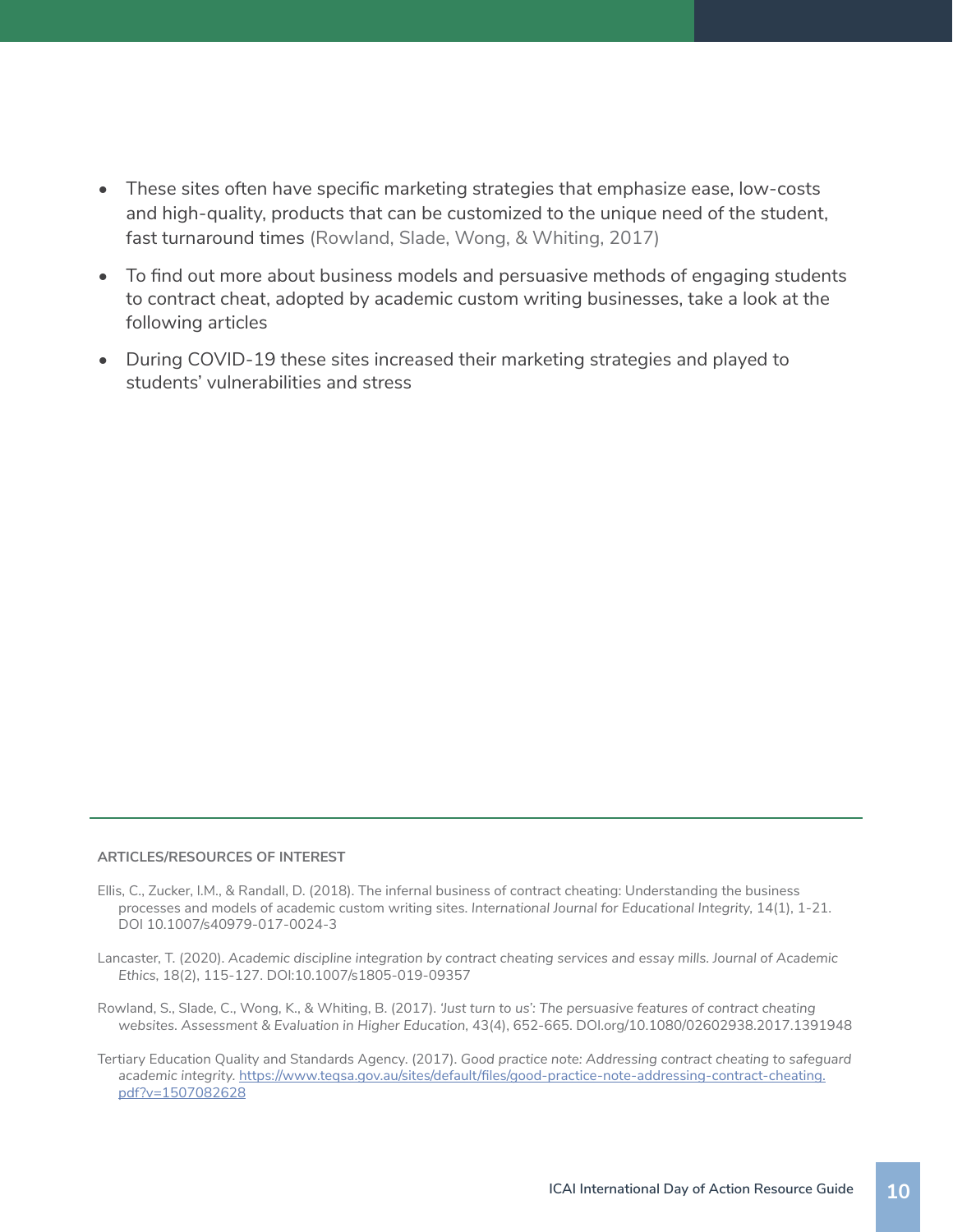- These sites often have specific marketing strategies that emphasize ease, low-costs and high-quality, products that can be customized to the unique need of the student, fast turnaround times (Rowland, Slade, Wong, & Whiting, 2017)
- To find out more about business models and persuasive methods of engaging students to contract cheat, adopted by academic custom writing businesses, take a look at the following articles
- During COVID-19 these sites increased their marketing strategies and played to students' vulnerabilities and stress

**ARTICLES/RESOURCES OF INTEREST**

Ellis, C., Zucker, I.M., & Randall, D. (2018). The infernal business of contract cheating: Understanding the business processes and models of academic custom writing sites. *International Journal for Educational Integrity,* 14(1), 1-21. DOI 10.1007/s40979-017-0024-3

Lancaster, T. (2020). *Academic discipline integration by contract cheating services and essay mills. Journal of Academic Ethics,* 18(2), 115-127. DOI:10.1007/s1805-019-09357

Rowland, S., Slade, C., Wong, K., & Whiting, B. (2017). *'Just turn to us': The persuasive features of contract cheating websites. Assessment & Evaluation in Higher Education,* 43(4), 652-665. DOI.org/10.1080/02602938.2017.1391948

Tertiary Education Quality and Standards Agency. (2017). *Good practice note: Addressing contract cheating to safeguard academic integrity.* https://www.teqsa.gov.au/sites/default/files/good-practice-note-addressing-contract-cheating.pdf?v=1507082628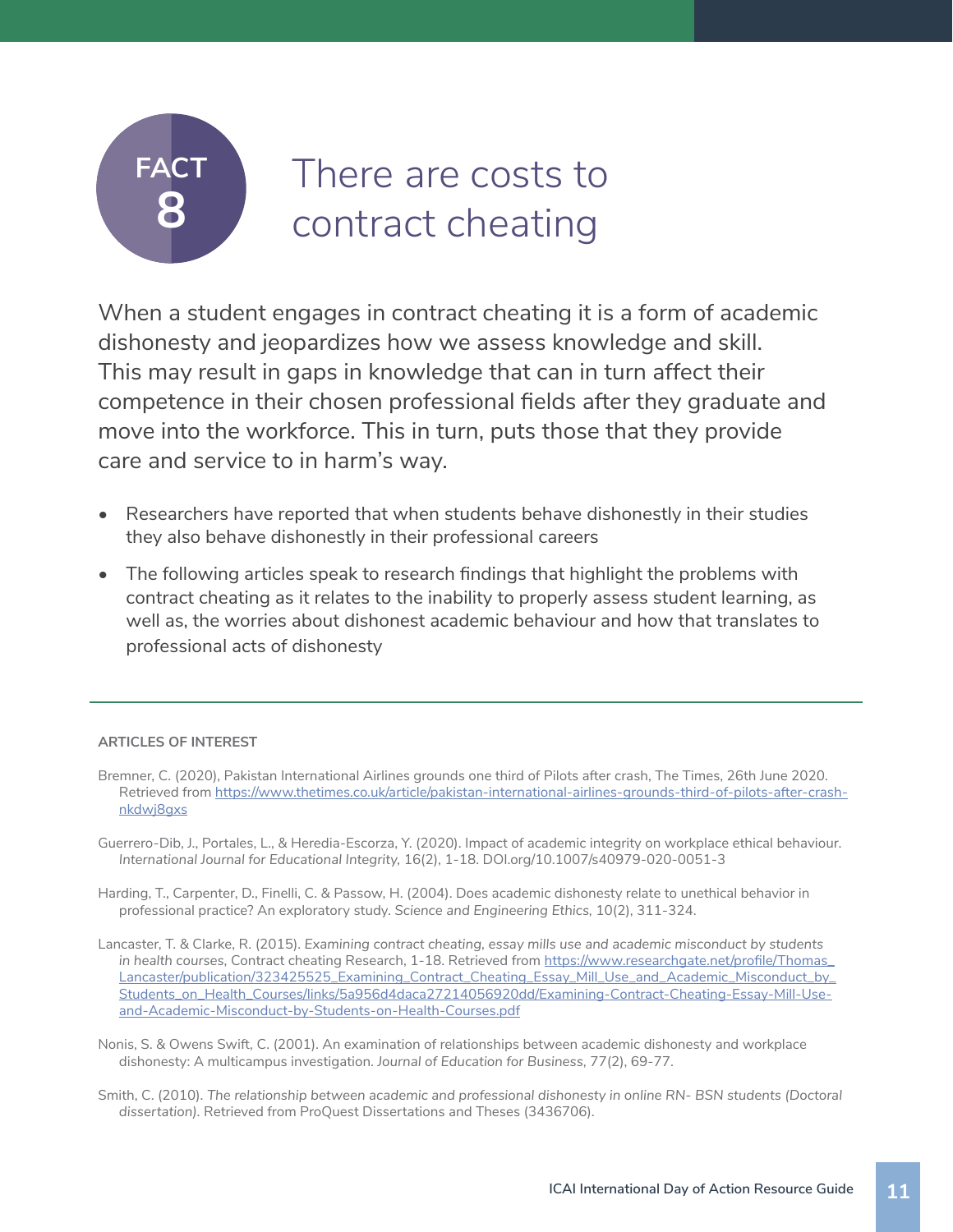# FACT 8

# There are costs to contract cheating

When a student engages in contract cheating it is a form of academic dishonesty and jeopardizes how we assess knowledge and skill. This may result in gaps in knowledge that can in turn affect their competence in their chosen professional fields after they graduate and move into the workforce. This in turn, puts those that they provide care and service to in harm's way.

- Researchers have reported that when students behave dishonestly in their studies they also behave dishonestly in their professional careers
- The following articles speak to research findings that highlight the problems with contract cheating as it relates to the inability to properly assess student learning, as well as, the worries about dishonest academic behaviour and how that translates to professional acts of dishonesty

---

**ARTICLES OF INTEREST**

Bremner, C. (2020), Pakistan International Airlines grounds one third of Pilots after crash, The Times, 26th June 2020. Retrieved from https://www.thetimes.co.uk/article/pakistan-international-airlines-grounds-third-of-pilots-after-crash-nkdwj8gxs

Guerrero-Dib, J., Portales, L., & Heredia-Escorza, Y. (2020). Impact of academic integrity on workplace ethical behaviour. *International Journal for Educational Integrity,* 16(2), 1-18. DOI.org/10.1007/s40979-020-0051-3

Harding, T., Carpenter, D., Finelli, C. & Passow, H. (2004). Does academic dishonesty relate to unethical behavior in professional practice? An exploratory study. *Science and Engineering Ethics,* 10(2), 311-324.

Lancaster, T. & Clarke, R. (2015). *Examining contract cheating, essay mills use and academic misconduct by students in health courses,* Contract cheating Research, 1-18. Retrieved from https://www.researchgate.net/profile/Thomas_Lancaster/publication/323425525_Examining_Contract_Cheating_Essay_Mill_Use_and_Academic_Misconduct_by_Students_on_Health_Courses/links/5a956d4daca27214056920dd/Examining-Contract-Cheating-Essay-Mill-Use-and-Academic-Misconduct-by-Students-on-Health-Courses.pdf

Nonis, S. & Owens Swift, C. (2001). An examination of relationships between academic dishonesty and workplace dishonesty: A multicampus investigation. *Journal of Education for Business,* 77(2), 69-77.

Smith, C. (2010). *The relationship between academic and professional dishonesty in online RN- BSN students (Doctoral dissertation).* Retrieved from ProQuest Dissertations and Theses (3436706).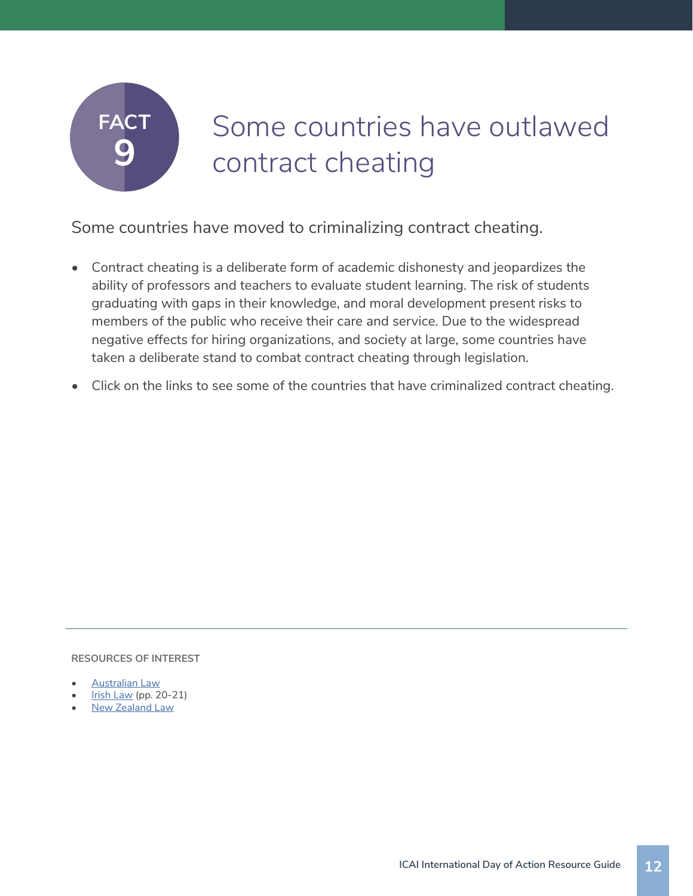# FACT 9

# Some countries have outlawed contract cheating

Some countries have moved to criminalizing contract cheating.

- Contract cheating is a deliberate form of academic dishonesty and jeopardizes the ability of professors and teachers to evaluate student learning. The risk of students graduating with gaps in their knowledge, and moral development present risks to members of the public who receive their care and service. Due to the widespread negative effects for hiring organizations, and society at large, some countries have taken a deliberate stand to combat contract cheating through legislation.
- Click on the links to see some of the countries that have criminalized contract cheating.

**RESOURCES OF INTEREST**

- Australian Law
- Irish Law (pp. 20-21)
- New Zealand Law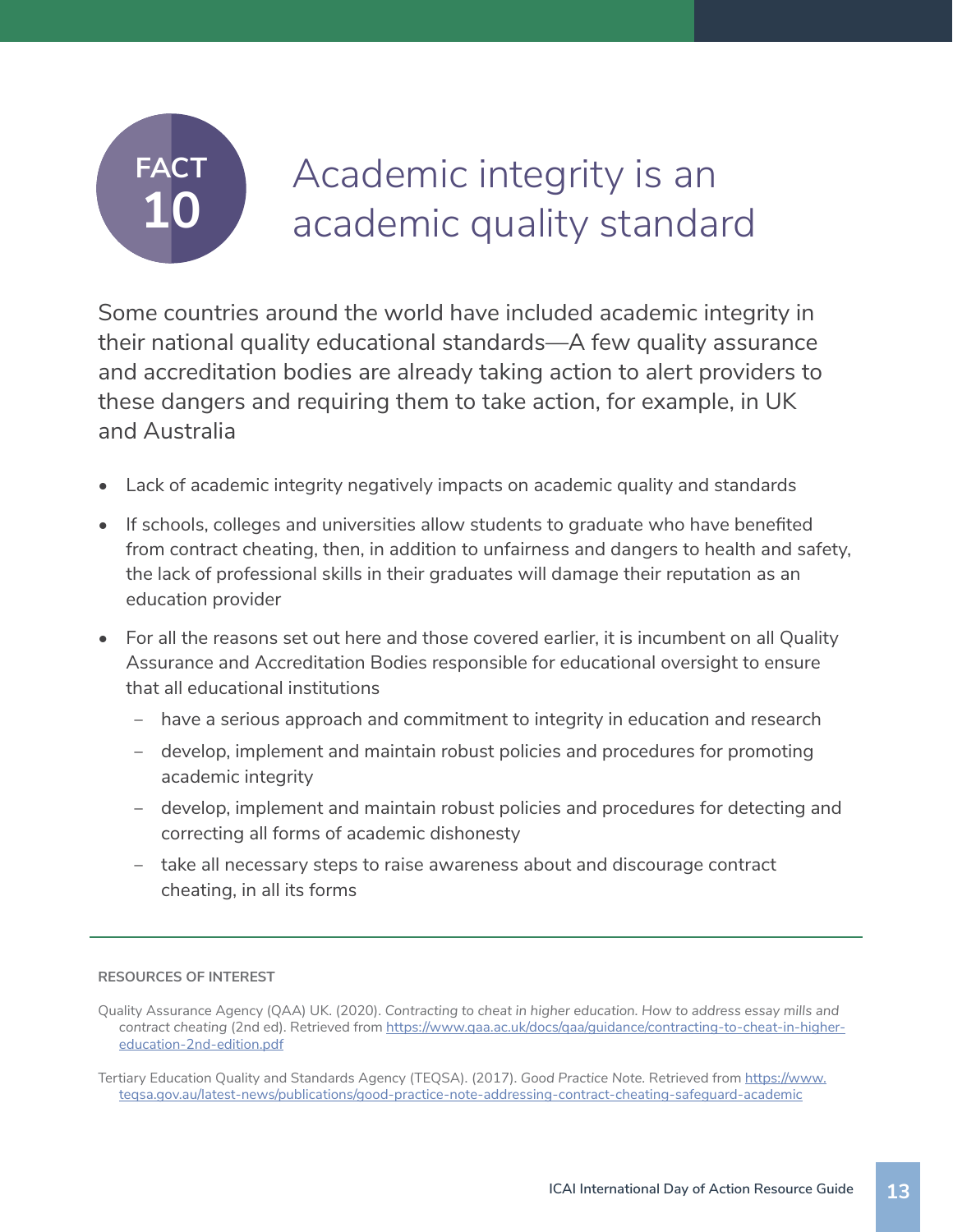# FACT 10 Academic integrity is an academic quality standard

Some countries around the world have included academic integrity in their national quality educational standards—A few quality assurance and accreditation bodies are already taking action to alert providers to these dangers and requiring them to take action, for example, in UK and Australia

- Lack of academic integrity negatively impacts on academic quality and standards
- If schools, colleges and universities allow students to graduate who have benefited from contract cheating, then, in addition to unfairness and dangers to health and safety, the lack of professional skills in their graduates will damage their reputation as an education provider
- For all the reasons set out here and those covered earlier, it is incumbent on all Quality Assurance and Accreditation Bodies responsible for educational oversight to ensure that all educational institutions
  - have a serious approach and commitment to integrity in education and research
  - develop, implement and maintain robust policies and procedures for promoting academic integrity
  - develop, implement and maintain robust policies and procedures for detecting and correcting all forms of academic dishonesty
  - take all necessary steps to raise awareness about and discourage contract cheating, in all its forms

**RESOURCES OF INTEREST**

Quality Assurance Agency (QAA) UK. (2020). *Contracting to cheat in higher education. How to address essay mills and contract cheating* (2nd ed). Retrieved from https://www.qaa.ac.uk/docs/qaa/guidance/contracting-to-cheat-in-higher-education-2nd-edition.pdf

Tertiary Education Quality and Standards Agency (TEQSA). (2017). *Good Practice Note.* Retrieved from https://www.teqsa.gov.au/latest-news/publications/good-practice-note-addressing-contract-cheating-safeguard-academic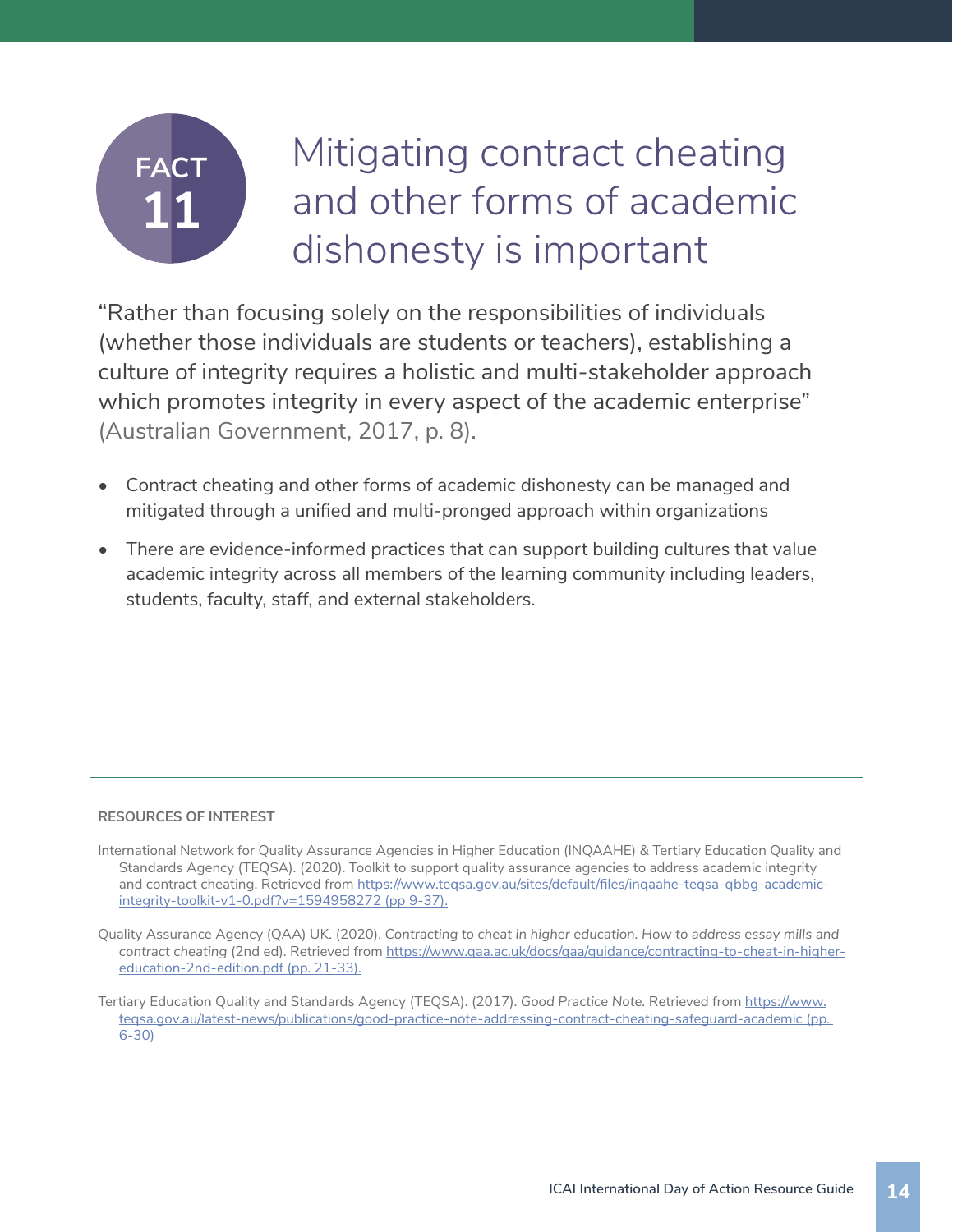# FACT 11 Mitigating contract cheating and other forms of academic dishonesty is important

"Rather than focusing solely on the responsibilities of individuals (whether those individuals are students or teachers), establishing a culture of integrity requires a holistic and multi-stakeholder approach which promotes integrity in every aspect of the academic enterprise" (Australian Government, 2017, p. 8).

- Contract cheating and other forms of academic dishonesty can be managed and mitigated through a unified and multi-pronged approach within organizations
- There are evidence-informed practices that can support building cultures that value academic integrity across all members of the learning community including leaders, students, faculty, staff, and external stakeholders.

---

**RESOURCES OF INTEREST**

International Network for Quality Assurance Agencies in Higher Education (INQAAHE) & Tertiary Education Quality and Standards Agency (TEQSA). (2020). Toolkit to support quality assurance agencies to address academic integrity and contract cheating. Retrieved from https://www.teqsa.gov.au/sites/default/files/inqaahe-teqsa-qbbg-academic-integrity-toolkit-v1-0.pdf?v=1594958272 (pp 9-37).

Quality Assurance Agency (QAA) UK. (2020). *Contracting to cheat in higher education. How to address essay mills and contract cheating* (2nd ed). Retrieved from https://www.qaa.ac.uk/docs/qaa/guidance/contracting-to-cheat-in-higher-education-2nd-edition.pdf (pp. 21-33).

Tertiary Education Quality and Standards Agency (TEQSA). (2017). *Good Practice Note.* Retrieved from https://www.teqsa.gov.au/latest-news/publications/good-practice-note-addressing-contract-cheating-safeguard-academic (pp. 6-30)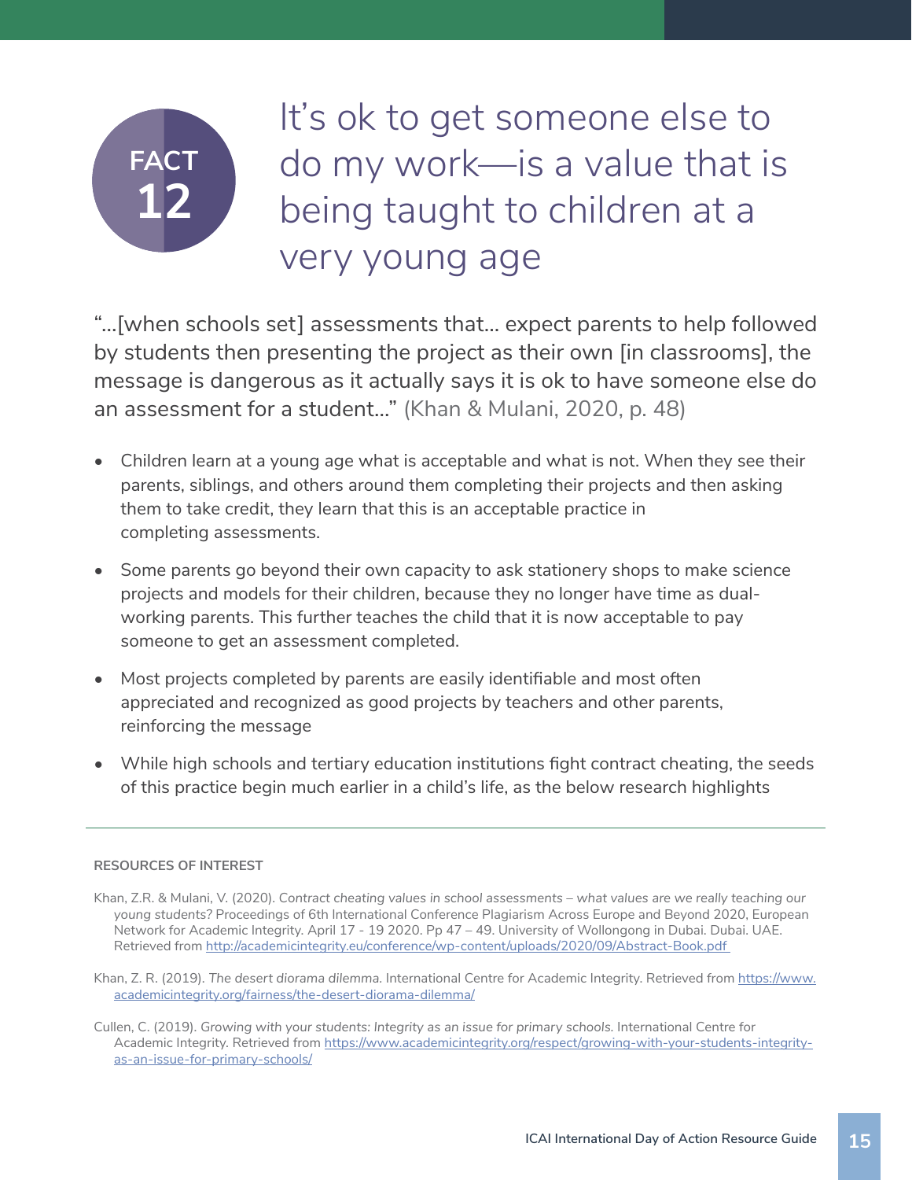## FACT 12

# It's ok to get someone else to do my work—is a value that is being taught to children at a very young age

"...[when schools set] assessments that... expect parents to help followed by students then presenting the project as their own [in classrooms], the message is dangerous as it actually says it is ok to have someone else do an assessment for a student..." (Khan & Mulani, 2020, p. 48)

- Children learn at a young age what is acceptable and what is not. When they see their parents, siblings, and others around them completing their projects and then asking them to take credit, they learn that this is an acceptable practice in completing assessments.
- Some parents go beyond their own capacity to ask stationery shops to make science projects and models for their children, because they no longer have time as dual-working parents. This further teaches the child that it is now acceptable to pay someone to get an assessment completed.
- Most projects completed by parents are easily identifiable and most often appreciated and recognized as good projects by teachers and other parents, reinforcing the message
- While high schools and tertiary education institutions fight contract cheating, the seeds of this practice begin much earlier in a child's life, as the below research highlights

---

**RESOURCES OF INTEREST**

Khan, Z.R. & Mulani, V. (2020). *Contract cheating values in school assessments – what values are we really teaching our young students?* Proceedings of 6th International Conference Plagiarism Across Europe and Beyond 2020, European Network for Academic Integrity. April 17 - 19 2020. Pp 47 – 49. University of Wollongong in Dubai. Dubai. UAE. Retrieved from http://academicintegrity.eu/conference/wp-content/uploads/2020/09/Abstract-Book.pdf

Khan, Z. R. (2019). *The desert diorama dilemma.* International Centre for Academic Integrity. Retrieved from https://www.academicintegrity.org/fairness/the-desert-diorama-dilemma/

Cullen, C. (2019). *Growing with your students: Integrity as an issue for primary schools.* International Centre for Academic Integrity. Retrieved from https://www.academicintegrity.org/respect/growing-with-your-students-integrity-as-an-issue-for-primary-schools/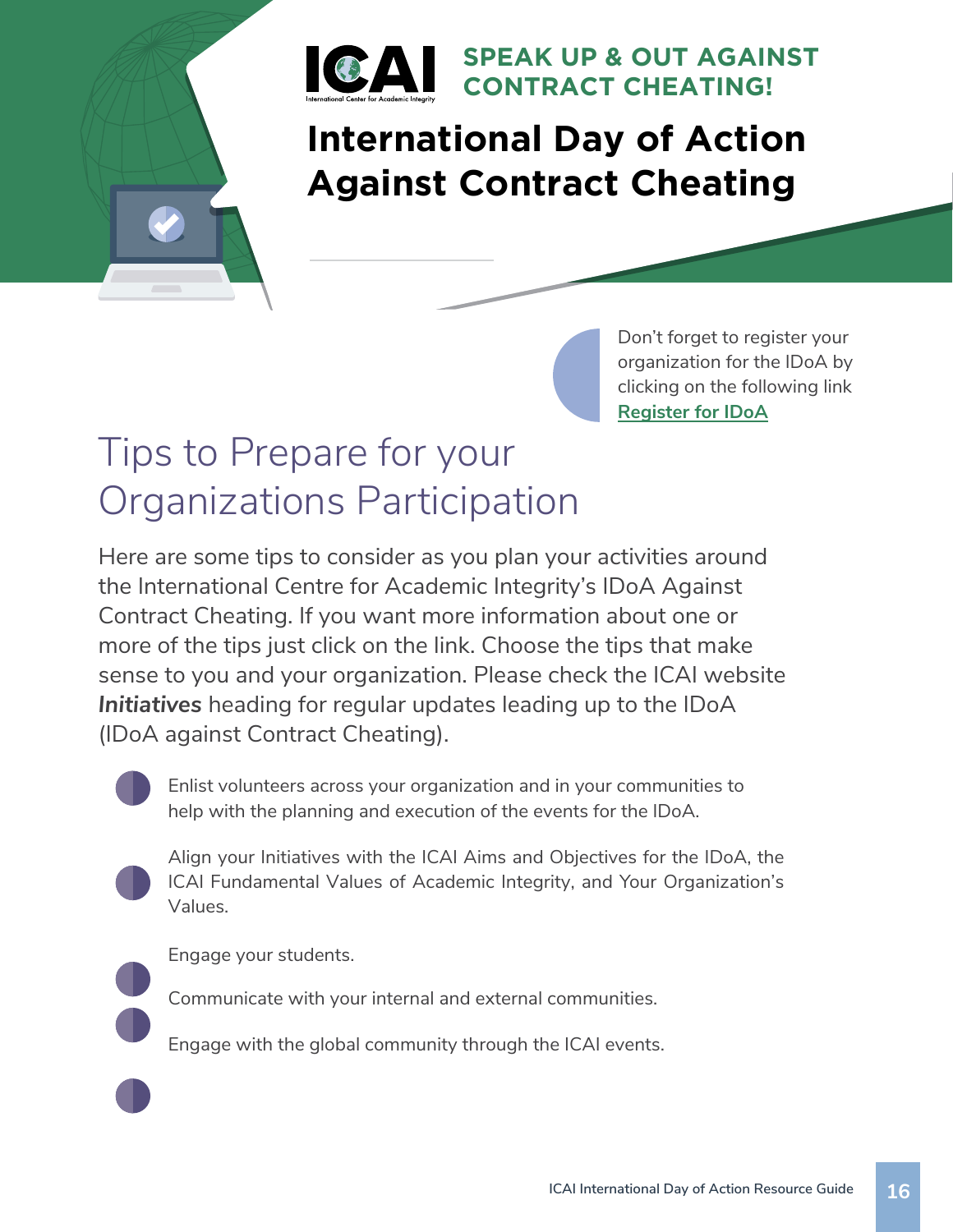**SPEAK UP & OUT AGAINST CONTRACT CHEATING!**

# International Day of Action Against Contract Cheating

Don't forget to register your organization for the IDoA by clicking on the following link [Register for IDoA]

## Tips to Prepare for your Organizations Participation

Here are some tips to consider as you plan your activities around the International Centre for Academic Integrity's IDoA Against Contract Cheating. If you want more information about one or more of the tips just click on the link. Choose the tips that make sense to you and your organization. Please check the ICAI website ***Initiatives*** heading for regular updates leading up to the IDoA (IDoA against Contract Cheating).

- Enlist volunteers across your organization and in your communities to help with the planning and execution of the events for the IDoA.
- Align your Initiatives with the ICAI Aims and Objectives for the IDoA, the ICAI Fundamental Values of Academic Integrity, and Your Organization's Values.
- Engage your students.
- Communicate with your internal and external communities.
- Engage with the global community through the ICAI events.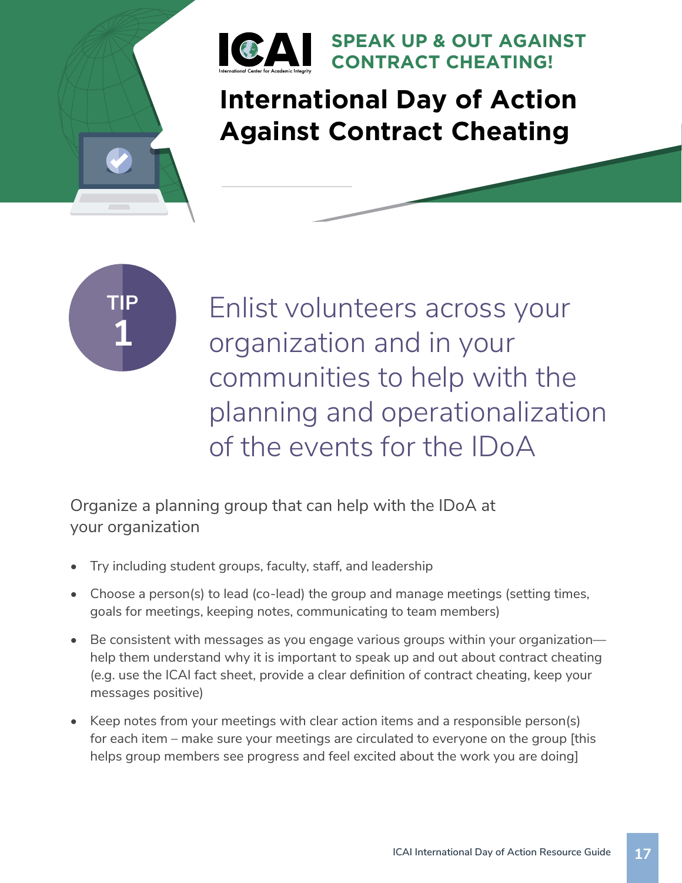# SPEAK UP & OUT AGAINST CONTRACT CHEATING!

# International Day of Action Against Contract Cheating

**TIP 1**

## Enlist volunteers across your organization and in your communities to help with the planning and operationalization of the events for the IDoA

Organize a planning group that can help with the IDoA at your organization

- Try including student groups, faculty, staff, and leadership
- Choose a person(s) to lead (co-lead) the group and manage meetings (setting times, goals for meetings, keeping notes, communicating to team members)
- Be consistent with messages as you engage various groups within your organization—help them understand why it is important to speak up and out about contract cheating (e.g. use the ICAI fact sheet, provide a clear definition of contract cheating, keep your messages positive)
- Keep notes from your meetings with clear action items and a responsible person(s) for each item – make sure your meetings are circulated to everyone on the group [this helps group members see progress and feel excited about the work you are doing]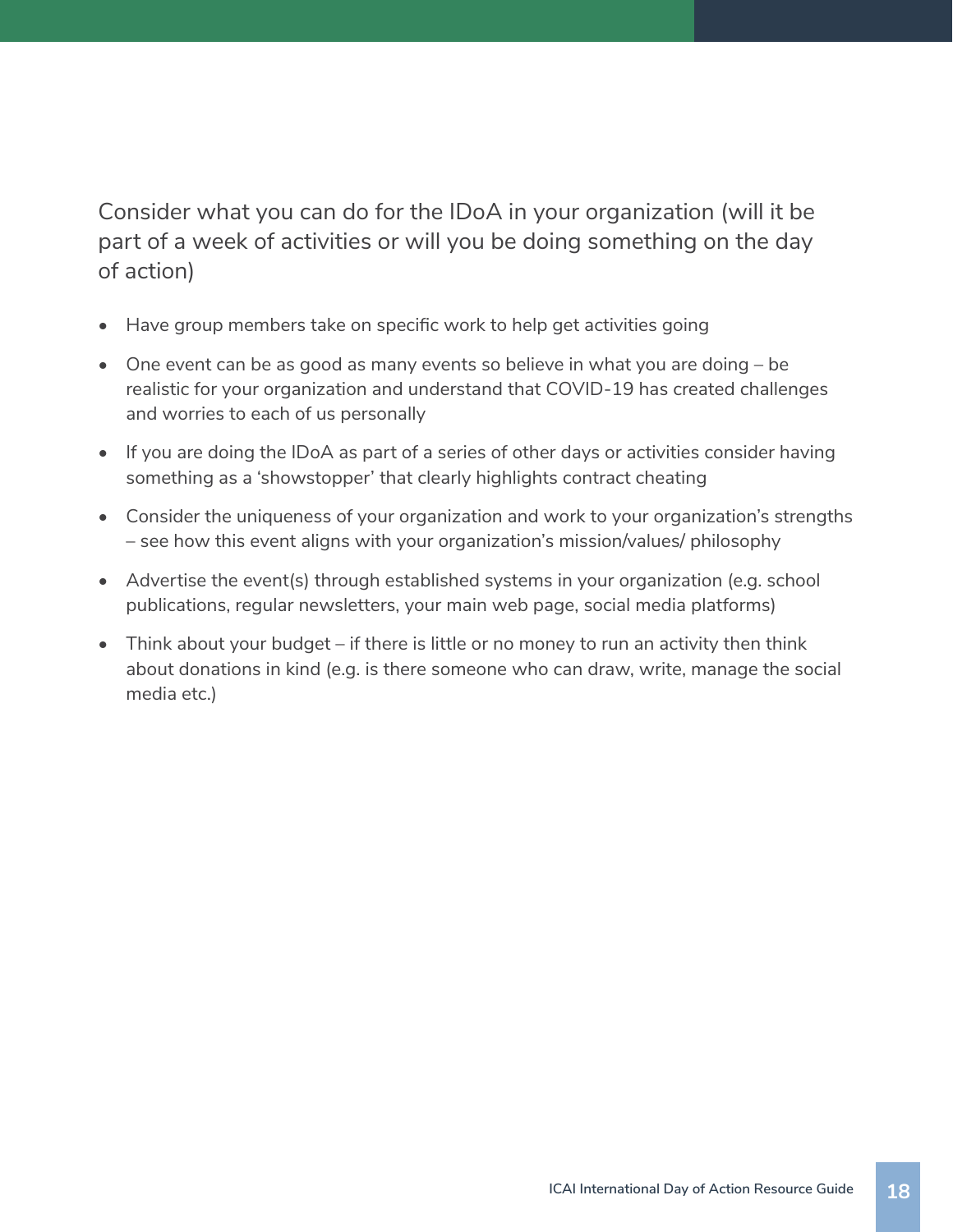Consider what you can do for the IDoA in your organization (will it be part of a week of activities or will you be doing something on the day of action)

- Have group members take on specific work to help get activities going
- One event can be as good as many events so believe in what you are doing – be realistic for your organization and understand that COVID-19 has created challenges and worries to each of us personally
- If you are doing the IDoA as part of a series of other days or activities consider having something as a 'showstopper' that clearly highlights contract cheating
- Consider the uniqueness of your organization and work to your organization's strengths – see how this event aligns with your organization's mission/values/ philosophy
- Advertise the event(s) through established systems in your organization (e.g. school publications, regular newsletters, your main web page, social media platforms)
- Think about your budget – if there is little or no money to run an activity then think about donations in kind (e.g. is there someone who can draw, write, manage the social media etc.)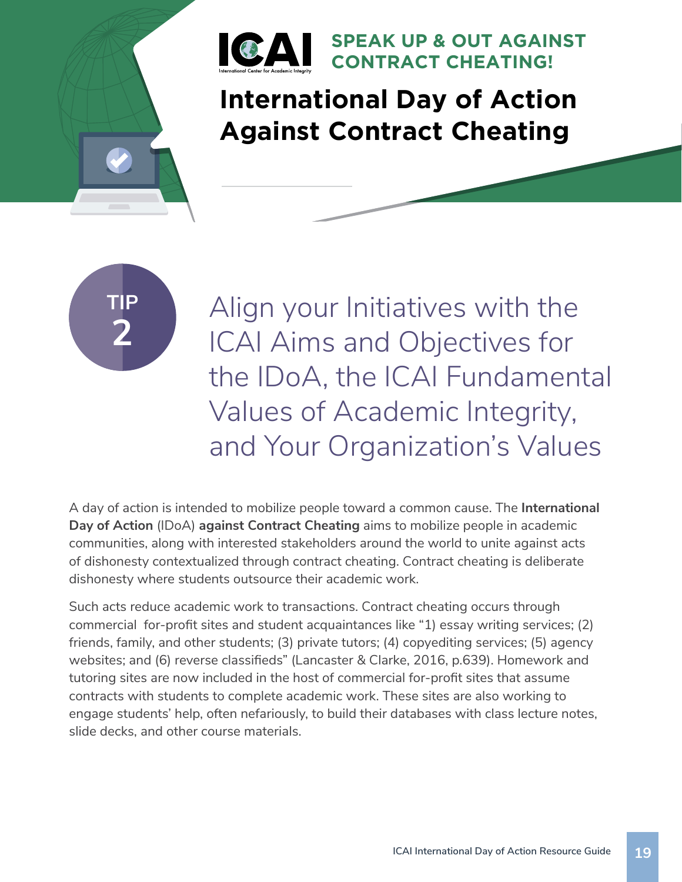**SPEAK UP & OUT AGAINST CONTRACT CHEATING!**

# International Day of Action Against Contract Cheating

**TIP 2**

## Align your Initiatives with the ICAI Aims and Objectives for the IDoA, the ICAI Fundamental Values of Academic Integrity, and Your Organization's Values

A day of action is intended to mobilize people toward a common cause. The **International Day of Action** (IDoA) **against Contract Cheating** aims to mobilize people in academic communities, along with interested stakeholders around the world to unite against acts of dishonesty contextualized through contract cheating. Contract cheating is deliberate dishonesty where students outsource their academic work.

Such acts reduce academic work to transactions. Contract cheating occurs through commercial for-profit sites and student acquaintances like "1) essay writing services; (2) friends, family, and other students; (3) private tutors; (4) copyediting services; (5) agency websites; and (6) reverse classifieds" (Lancaster & Clarke, 2016, p.639). Homework and tutoring sites are now included in the host of commercial for-profit sites that assume contracts with students to complete academic work. These sites are also working to engage students' help, often nefariously, to build their databases with class lecture notes, slide decks, and other course materials.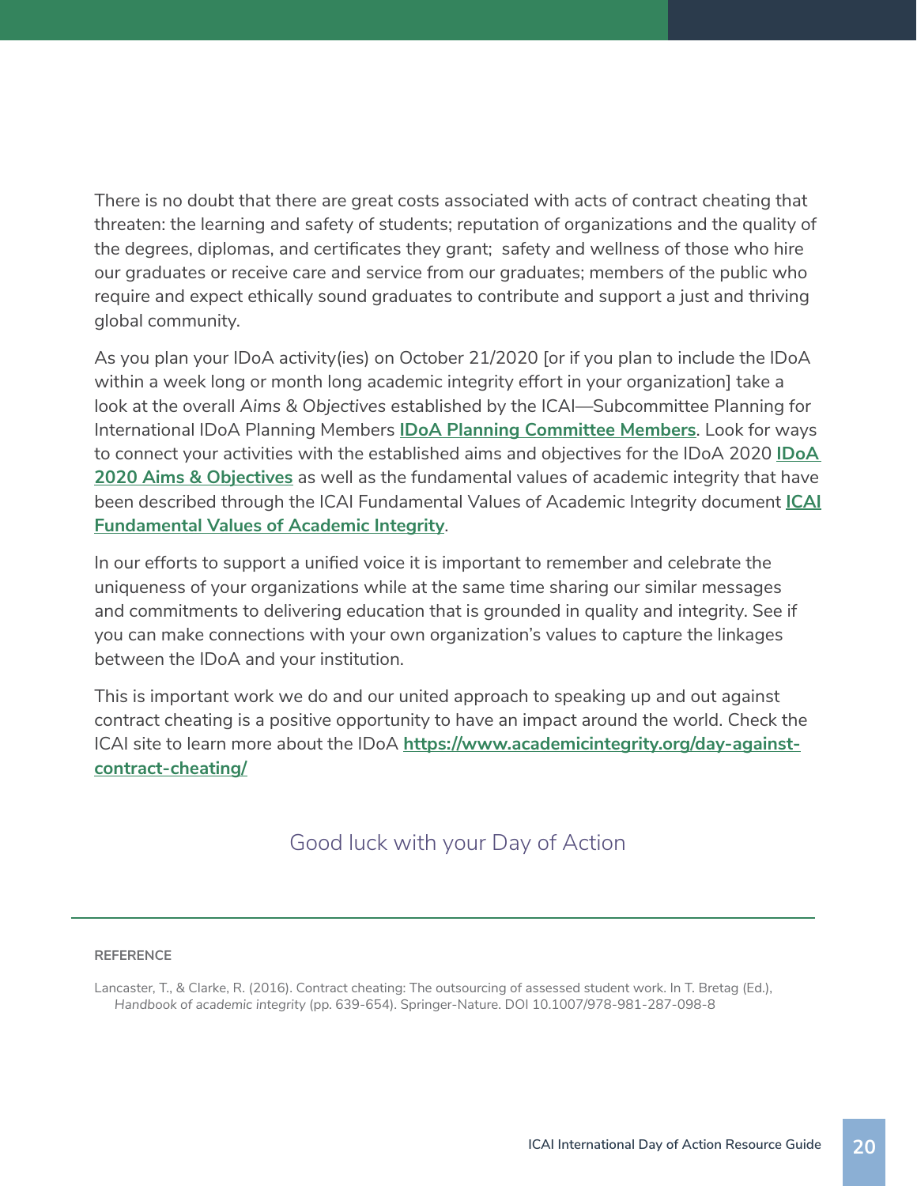There is no doubt that there are great costs associated with acts of contract cheating that threaten: the learning and safety of students; reputation of organizations and the quality of the degrees, diplomas, and certificates they grant;  safety and wellness of those who hire our graduates or receive care and service from our graduates; members of the public who require and expect ethically sound graduates to contribute and support a just and thriving global community.

As you plan your IDoA activity(ies) on October 21/2020 [or if you plan to include the IDoA within a week long or month long academic integrity effort in your organization] take a look at the overall *Aims & Objectives* established by the ICAI—Subcommittee Planning for International IDoA Planning Members **IDoA Planning Committee Members**. Look for ways to connect your activities with the established aims and objectives for the IDoA 2020 **IDoA 2020 Aims & Objectives** as well as the fundamental values of academic integrity that have been described through the ICAI Fundamental Values of Academic Integrity document **ICAI Fundamental Values of Academic Integrity**.

In our efforts to support a unified voice it is important to remember and celebrate the uniqueness of your organizations while at the same time sharing our similar messages and commitments to delivering education that is grounded in quality and integrity. See if you can make connections with your own organization's values to capture the linkages between the IDoA and your institution.

This is important work we do and our united approach to speaking up and out against contract cheating is a positive opportunity to have an impact around the world. Check the ICAI site to learn more about the IDoA **https://www.academicintegrity.org/day-against-contract-cheating/**

Good luck with your Day of Action

---

**REFERENCE**

Lancaster, T., & Clarke, R. (2016). Contract cheating: The outsourcing of assessed student work. In T. Bretag (Ed.), *Handbook of academic integrity* (pp. 639-654). Springer-Nature. DOI 10.1007/978-981-287-098-8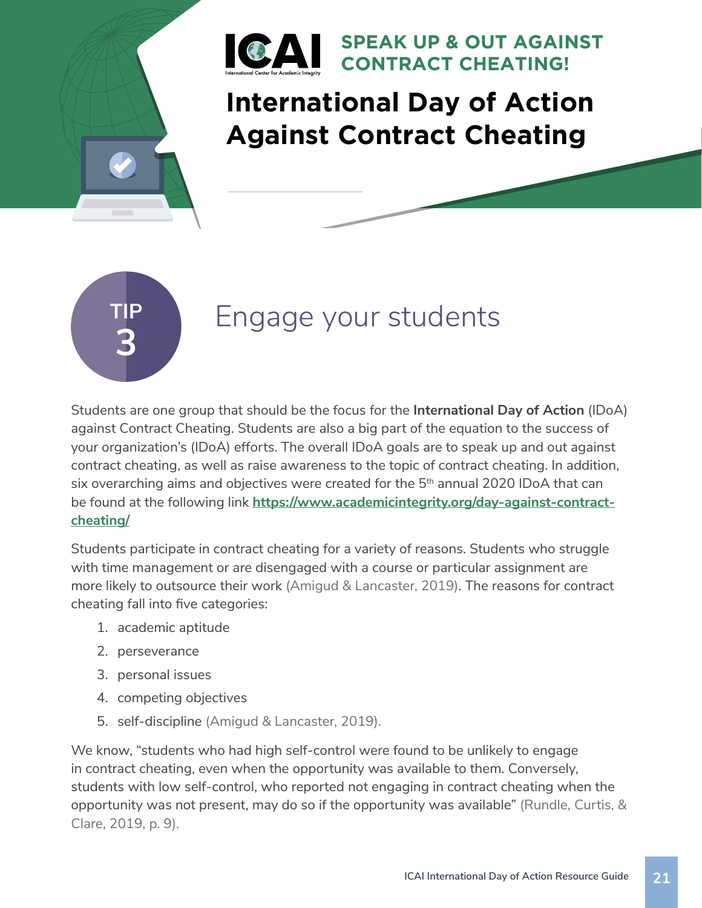**SPEAK UP & OUT AGAINST CONTRACT CHEATING!**

# International Day of Action Against Contract Cheating

## TIP 3 Engage your students

Students are one group that should be the focus for the **International Day of Action** (IDoA) against Contract Cheating. Students are also a big part of the equation to the success of your organization's (IDoA) efforts. The overall IDoA goals are to speak up and out against contract cheating, as well as raise awareness to the topic of contract cheating. In addition, six overarching aims and objectives were created for the 5th annual 2020 IDoA that can be found at the following link **https://www.academicintegrity.org/day-against-contract-cheating/**

Students participate in contract cheating for a variety of reasons. Students who struggle with time management or are disengaged with a course or particular assignment are more likely to outsource their work (Amigud & Lancaster, 2019). The reasons for contract cheating fall into five categories:

1. academic aptitude
2. perseverance
3. personal issues
4. competing objectives
5. self-discipline (Amigud & Lancaster, 2019).

We know, "students who had high self-control were found to be unlikely to engage in contract cheating, even when the opportunity was available to them. Conversely, students with low self-control, who reported not engaging in contract cheating when the opportunity was not present, may do so if the opportunity was available" (Rundle, Curtis, & Clare, 2019, p. 9).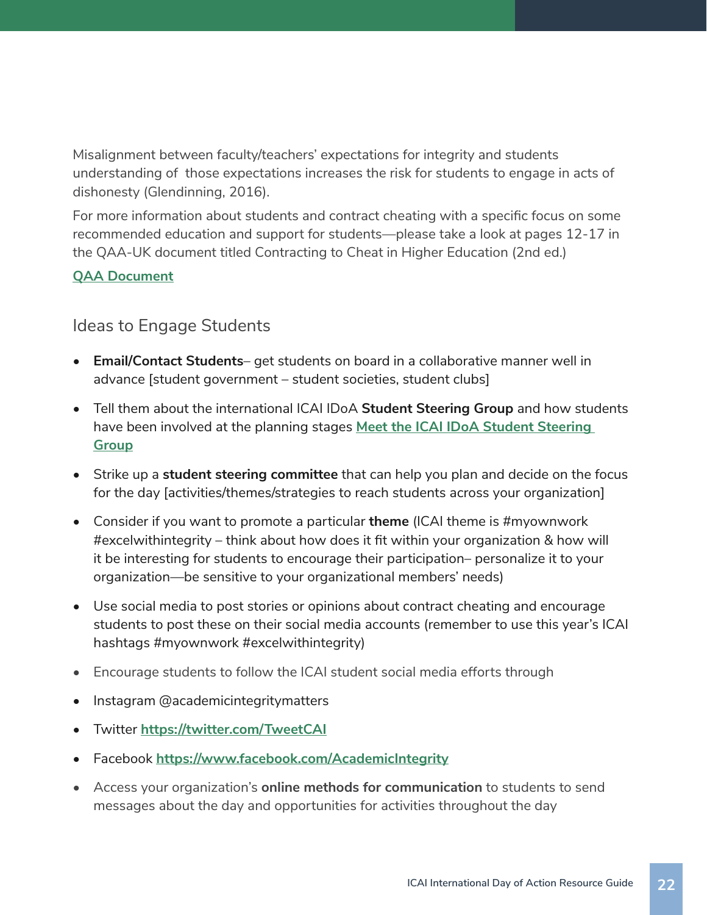Misalignment between faculty/teachers' expectations for integrity and students understanding of  those expectations increases the risk for students to engage in acts of dishonesty (Glendinning, 2016).

For more information about students and contract cheating with a specific focus on some recommended education and support for students—please take a look at pages 12-17 in the QAA-UK document titled Contracting to Cheat in Higher Education (2nd ed.)

**QAA Document**

## Ideas to Engage Students

- **Email/Contact Students**– get students on board in a collaborative manner well in advance [student government – student societies, student clubs]
- Tell them about the international ICAI IDoA **Student Steering Group** and how students have been involved at the planning stages **Meet the ICAI IDoA Student Steering Group**
- Strike up a **student steering committee** that can help you plan and decide on the focus for the day [activities/themes/strategies to reach students across your organization]
- Consider if you want to promote a particular **theme** (ICAI theme is #myownwork #excelwithintegrity – think about how does it fit within your organization & how will it be interesting for students to encourage their participation– personalize it to your organization—be sensitive to your organizational members' needs)
- Use social media to post stories or opinions about contract cheating and encourage students to post these on their social media accounts (remember to use this year's ICAI hashtags #myownwork #excelwithintegrity)
- Encourage students to follow the ICAI student social media efforts through
- Instagram @academicintegritymatters
- Twitter **https://twitter.com/TweetCAI**
- Facebook **https://www.facebook.com/AcademicIntegrity**
- Access your organization's **online methods for communication** to students to send messages about the day and opportunities for activities throughout the day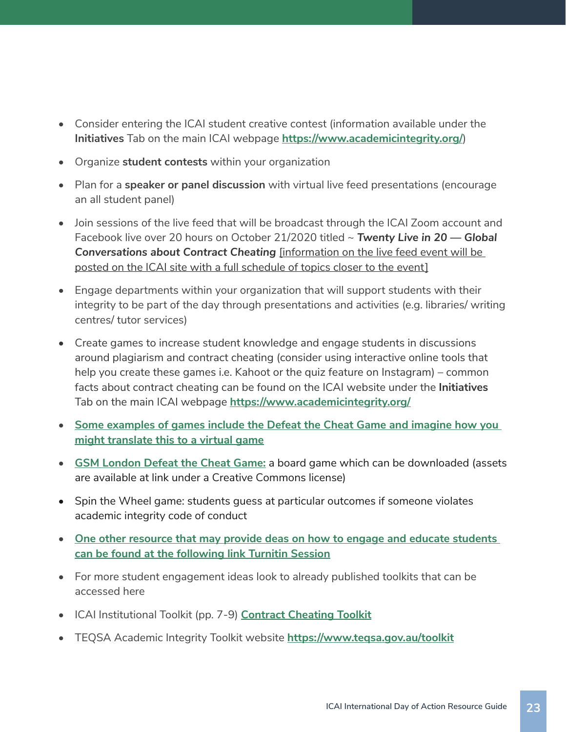- Consider entering the ICAI student creative contest (information available under the **Initiatives** Tab on the main ICAI webpage **https://www.academicintegrity.org/**)
- Organize **student contests** within your organization
- Plan for a **speaker or panel discussion** with virtual live feed presentations (encourage an all student panel)
- Join sessions of the live feed that will be broadcast through the ICAI Zoom account and Facebook live over 20 hours on October 21/2020 titled ~ ***Twenty Live in 20 — Global Conversations about Contract Cheating*** [information on the live feed event will be posted on the ICAI site with a full schedule of topics closer to the event]
- Engage departments within your organization that will support students with their integrity to be part of the day through presentations and activities (e.g. libraries/ writing centres/ tutor services)
- Create games to increase student knowledge and engage students in discussions around plagiarism and contract cheating (consider using interactive online tools that help you create these games i.e. Kahoot or the quiz feature on Instagram) – common facts about contract cheating can be found on the ICAI website under the **Initiatives** Tab on the main ICAI webpage **https://www.academicintegrity.org/**
- **Some examples of games include the Defeat the Cheat Game and imagine how you might translate this to a virtual game**
- **GSM London Defeat the Cheat Game:** a board game which can be downloaded (assets are available at link under a Creative Commons license)
- Spin the Wheel game: students guess at particular outcomes if someone violates academic integrity code of conduct
- **One other resource that may provide deas on how to engage and educate students can be found at the following link Turnitin Session**
- For more student engagement ideas look to already published toolkits that can be accessed here
- ICAI Institutional Toolkit (pp. 7-9) **Contract Cheating Toolkit**
- TEQSA Academic Integrity Toolkit website **https://www.teqsa.gov.au/toolkit**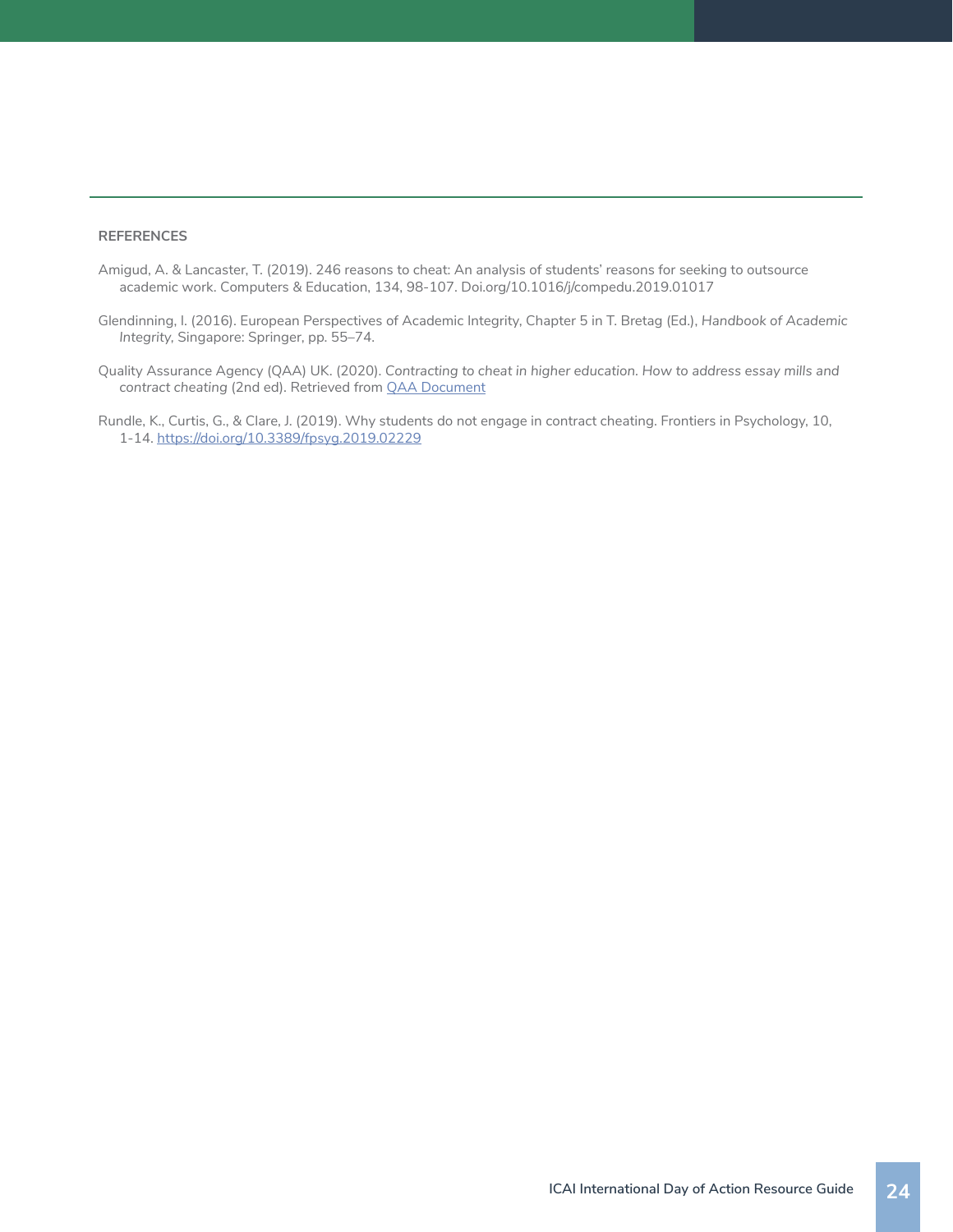## REFERENCES

Amigud, A. & Lancaster, T. (2019). 246 reasons to cheat: An analysis of students' reasons for seeking to outsource academic work. Computers & Education, 134, 98-107. Doi.org/10.1016/j/compedu.2019.01017

Glendinning, I. (2016). European Perspectives of Academic Integrity, Chapter 5 in T. Bretag (Ed.), *Handbook of Academic Integrity*, Singapore: Springer, pp. 55–74.

Quality Assurance Agency (QAA) UK. (2020). *Contracting to cheat in higher education. How to address essay mills and contract cheating* (2nd ed). Retrieved from QAA Document

Rundle, K., Curtis, G., & Clare, J. (2019). Why students do not engage in contract cheating. Frontiers in Psychology, 10, 1-14. https://doi.org/10.3389/fpsyg.2019.02229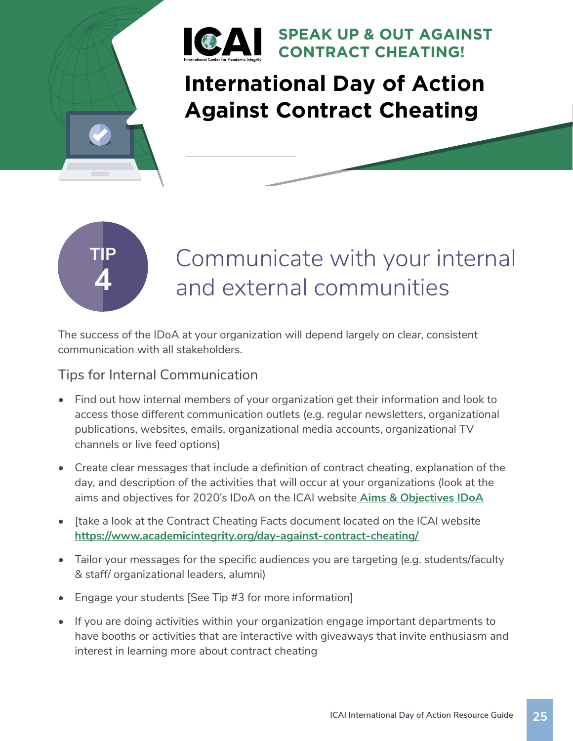**SPEAK UP & OUT AGAINST CONTRACT CHEATING!**

# International Day of Action Against Contract Cheating

TIP 4

## Communicate with your internal and external communities

The success of the IDoA at your organization will depend largely on clear, consistent communication with all stakeholders.

### Tips for Internal Communication

- Find out how internal members of your organization get their information and look to access those different communication outlets (e.g. regular newsletters, organizational publications, websites, emails, organizational media accounts, organizational TV channels or live feed options)
- Create clear messages that include a definition of contract cheating, explanation of the day, and description of the activities that will occur at your organizations (look at the aims and objectives for 2020's IDoA on the ICAI website **Aims & Objectives IDoA**
- [take a look at the Contract Cheating Facts document located on the ICAI website **https://www.academicintegrity.org/day-against-contract-cheating/**
- Tailor your messages for the specific audiences you are targeting (e.g. students/faculty & staff/ organizational leaders, alumni)
- Engage your students [See Tip #3 for more information]
- If you are doing activities within your organization engage important departments to have booths or activities that are interactive with giveaways that invite enthusiasm and interest in learning more about contract cheating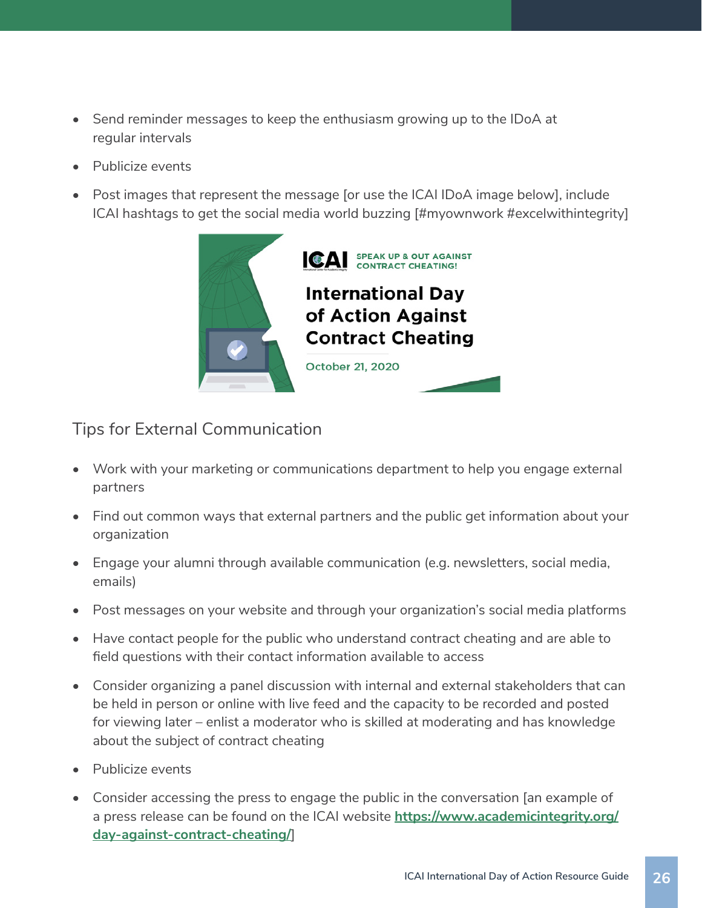- Send reminder messages to keep the enthusiasm growing up to the IDoA at regular intervals
- Publicize events
- Post images that represent the message [or use the ICAI IDoA image below], include ICAI hashtags to get the social media world buzzing [#myownwork #excelwithintegrity]

ICAI SPEAK UP & OUT AGAINST CONTRACT CHEATING!

International Day of Action Against Contract Cheating

October 21, 2020

## Tips for External Communication

- Work with your marketing or communications department to help you engage external partners
- Find out common ways that external partners and the public get information about your organization
- Engage your alumni through available communication (e.g. newsletters, social media, emails)
- Post messages on your website and through your organization's social media platforms
- Have contact people for the public who understand contract cheating and are able to field questions with their contact information available to access
- Consider organizing a panel discussion with internal and external stakeholders that can be held in person or online with live feed and the capacity to be recorded and posted for viewing later – enlist a moderator who is skilled at moderating and has knowledge about the subject of contract cheating
- Publicize events
- Consider accessing the press to engage the public in the conversation [an example of a press release can be found on the ICAI website **https://www.academicintegrity.org/day-against-contract-cheating/**]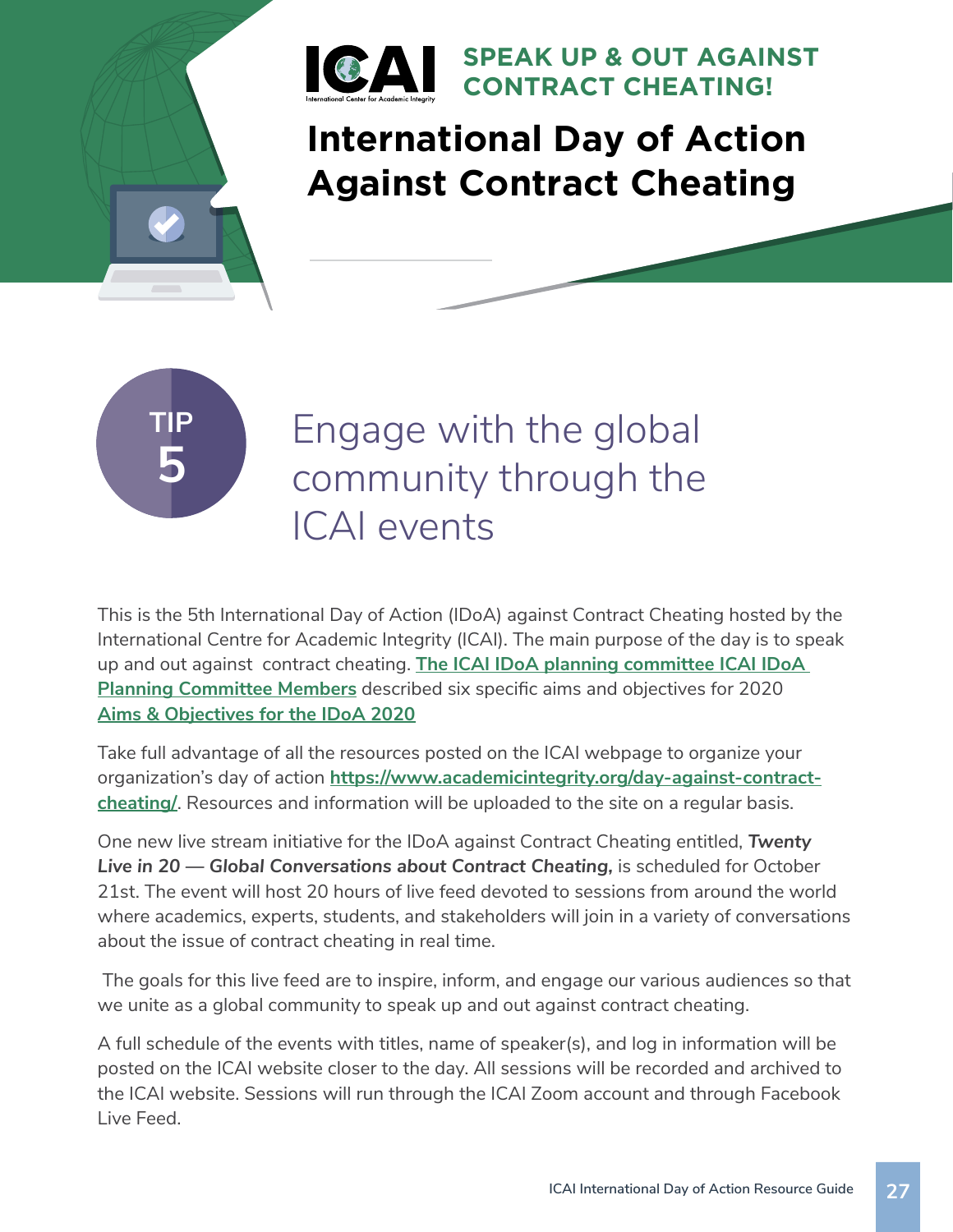# SPEAK UP & OUT AGAINST CONTRACT CHEATING!

# International Day of Action Against Contract Cheating

## TIP 5

## Engage with the global community through the ICAI events

This is the 5th International Day of Action (IDoA) against Contract Cheating hosted by the International Centre for Academic Integrity (ICAI). The main purpose of the day is to speak up and out against contract cheating. **The ICAI IDoA planning committee ICAI IDoA Planning Committee Members** described six specific aims and objectives for 2020 **Aims & Objectives for the IDoA 2020**

Take full advantage of all the resources posted on the ICAI webpage to organize your organization's day of action **https://www.academicintegrity.org/day-against-contract-cheating/**. Resources and information will be uploaded to the site on a regular basis.

One new live stream initiative for the IDoA against Contract Cheating entitled, ***Twenty Live in 20 — Global Conversations about Contract Cheating,*** is scheduled for October 21st. The event will host 20 hours of live feed devoted to sessions from around the world where academics, experts, students, and stakeholders will join in a variety of conversations about the issue of contract cheating in real time.

The goals for this live feed are to inspire, inform, and engage our various audiences so that we unite as a global community to speak up and out against contract cheating.

A full schedule of the events with titles, name of speaker(s), and log in information will be posted on the ICAI website closer to the day. All sessions will be recorded and archived to the ICAI website. Sessions will run through the ICAI Zoom account and through Facebook Live Feed.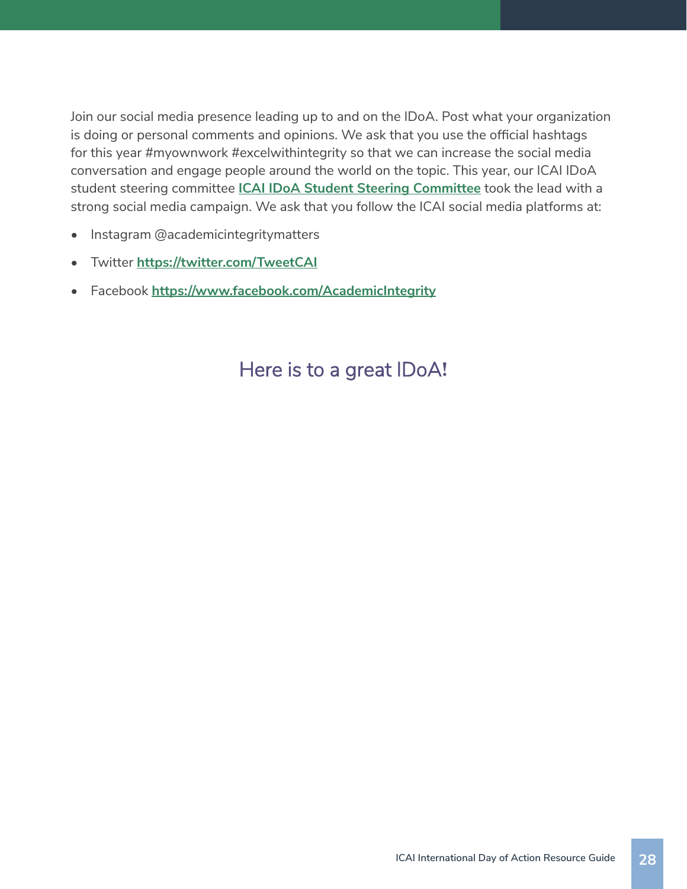Join our social media presence leading up to and on the IDoA. Post what your organization is doing or personal comments and opinions. We ask that you use the official hashtags for this year #myownwork #excelwithintegrity so that we can increase the social media conversation and engage people around the world on the topic. This year, our ICAI IDoA student steering committee **ICAI IDoA Student Steering Committee** took the lead with a strong social media campaign. We ask that you follow the ICAI social media platforms at:

- Instagram @academicintegritymatters
- Twitter **https://twitter.com/TweetCAI**
- Facebook **https://www.facebook.com/AcademicIntegrity**

## Here is to a great IDoA!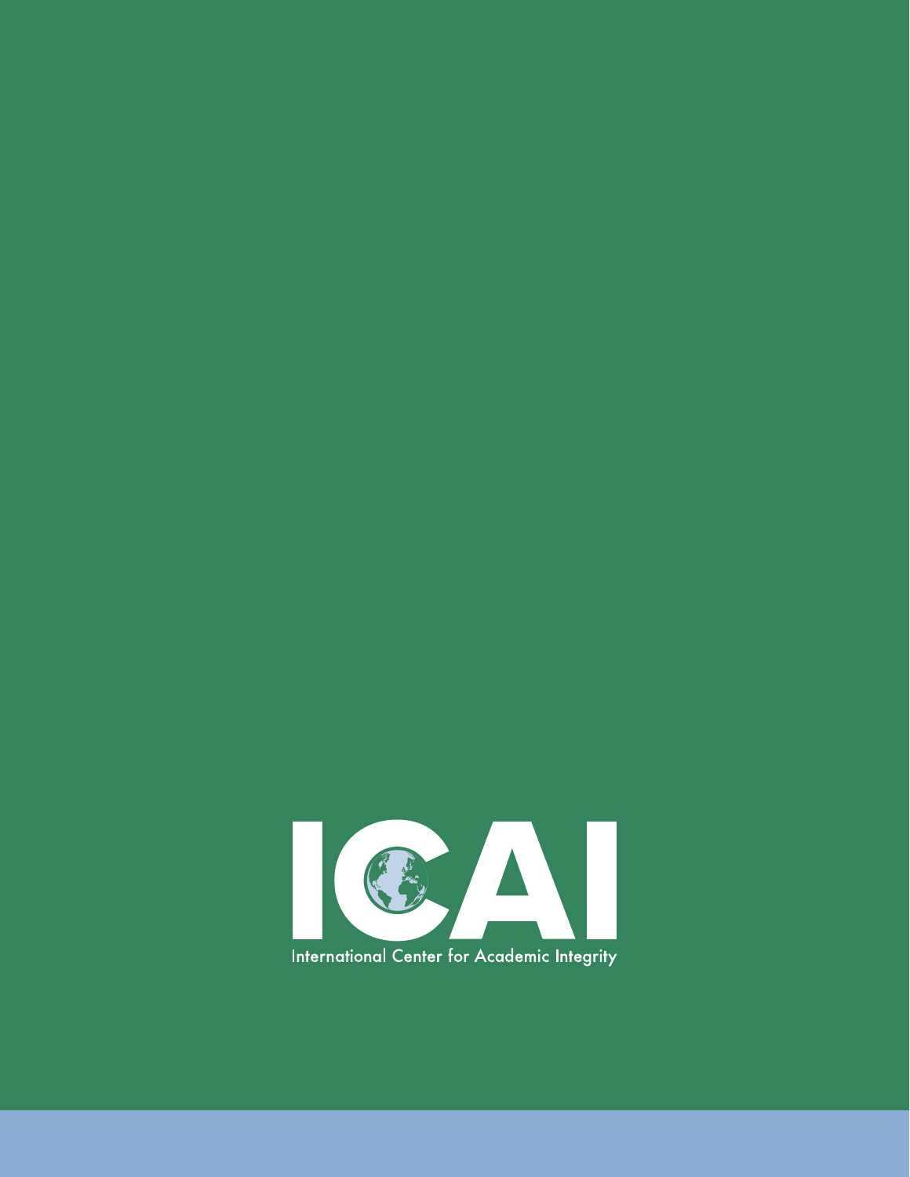ICAI

International Center for Academic Integrity